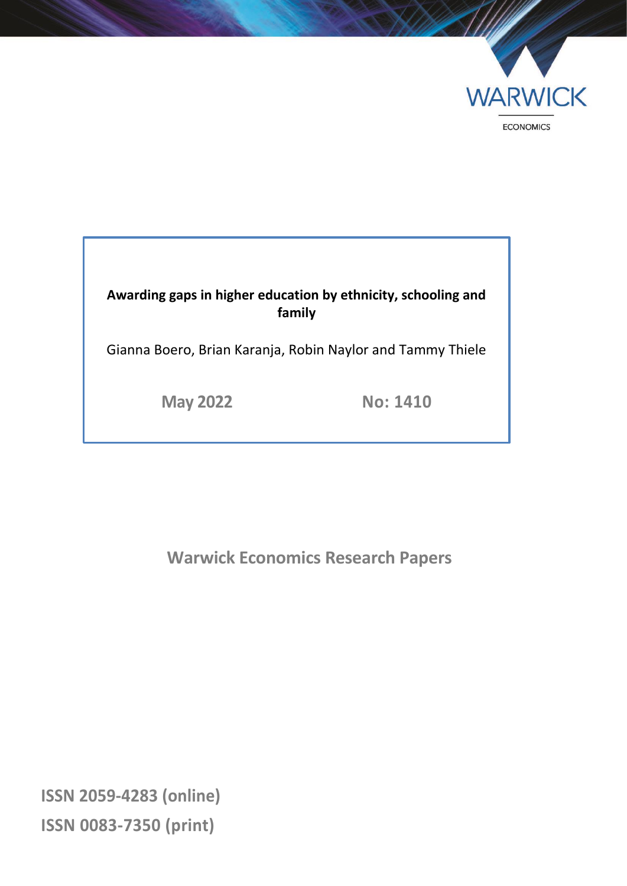WARWICK

ECONOMICS

# Awarding gaps in higher education by ethnicity, schooling and family

Gianna Boero, Brian Karanja, Robin Naylor and Tammy Thiele

May 2022 No: 1410

**Warwick Economics Research Papers**

ISSN 2059-4283 (online)

ISSN 0083-7350 (print)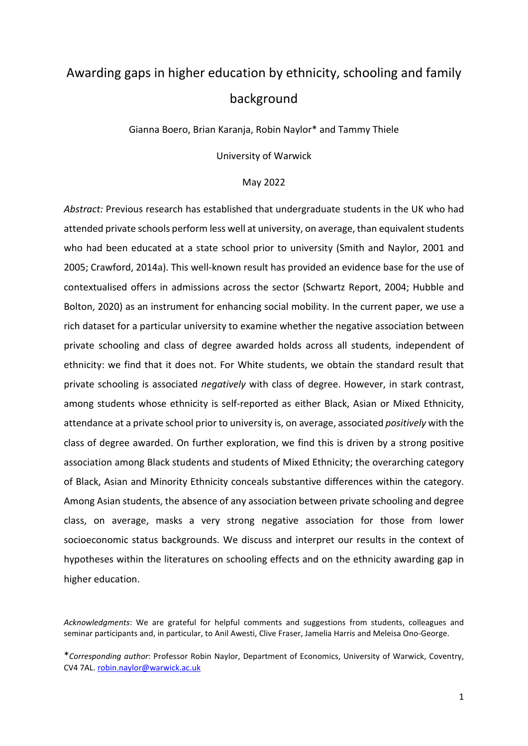# Awarding gaps in higher education by ethnicity, schooling and family background

Gianna Boero, Brian Karanja, Robin Naylor* and Tammy Thiele

University of Warwick

May 2022

*Abstract:* Previous research has established that undergraduate students in the UK who had attended private schools perform less well at university, on average, than equivalent students who had been educated at a state school prior to university (Smith and Naylor, 2001 and 2005; Crawford, 2014a). This well-known result has provided an evidence base for the use of contextualised offers in admissions across the sector (Schwartz Report, 2004; Hubble and Bolton, 2020) as an instrument for enhancing social mobility. In the current paper, we use a rich dataset for a particular university to examine whether the negative association between private schooling and class of degree awarded holds across all students, independent of ethnicity: we find that it does not. For White students, we obtain the standard result that private schooling is associated *negatively* with class of degree. However, in stark contrast, among students whose ethnicity is self-reported as either Black, Asian or Mixed Ethnicity, attendance at a private school prior to university is, on average, associated *positively* with the class of degree awarded. On further exploration, we find this is driven by a strong positive association among Black students and students of Mixed Ethnicity; the overarching category of Black, Asian and Minority Ethnicity conceals substantive differences within the category. Among Asian students, the absence of any association between private schooling and degree class, on average, masks a very strong negative association for those from lower socioeconomic status backgrounds. We discuss and interpret our results in the context of hypotheses within the literatures on schooling effects and on the ethnicity awarding gap in higher education.

*Acknowledgments*: We are grateful for helpful comments and suggestions from students, colleagues and seminar participants and, in particular, to Anil Awesti, Clive Fraser, Jamelia Harris and Meleisa Ono-George.

**Corresponding author*: Professor Robin Naylor, Department of Economics, University of Warwick, Coventry, CV4 7AL. robin.naylor@warwick.ac.uk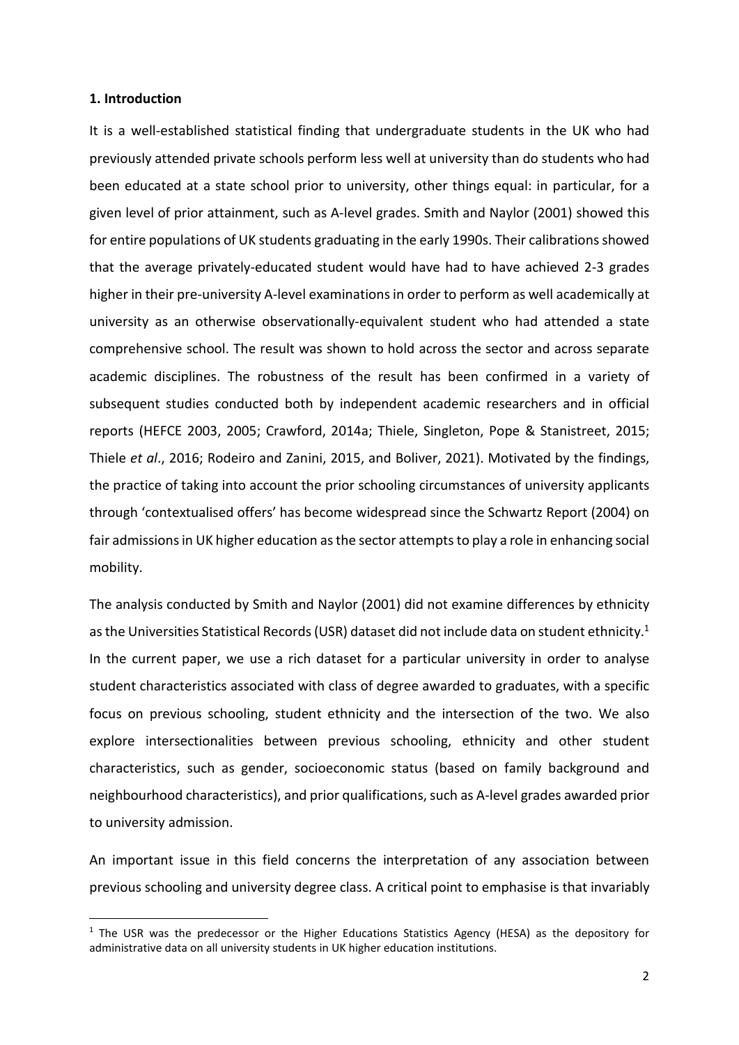## 1. Introduction

It is a well-established statistical finding that undergraduate students in the UK who had previously attended private schools perform less well at university than do students who had been educated at a state school prior to university, other things equal: in particular, for a given level of prior attainment, such as A-level grades. Smith and Naylor (2001) showed this for entire populations of UK students graduating in the early 1990s. Their calibrations showed that the average privately-educated student would have had to have achieved 2-3 grades higher in their pre-university A-level examinations in order to perform as well academically at university as an otherwise observationally-equivalent student who had attended a state comprehensive school. The result was shown to hold across the sector and across separate academic disciplines. The robustness of the result has been confirmed in a variety of subsequent studies conducted both by independent academic researchers and in official reports (HEFCE 2003, 2005; Crawford, 2014a; Thiele, Singleton, Pope & Stanistreet, 2015; Thiele *et al*., 2016; Rodeiro and Zanini, 2015, and Boliver, 2021). Motivated by the findings, the practice of taking into account the prior schooling circumstances of university applicants through 'contextualised offers' has become widespread since the Schwartz Report (2004) on fair admissions in UK higher education as the sector attempts to play a role in enhancing social mobility.

The analysis conducted by Smith and Naylor (2001) did not examine differences by ethnicity as the Universities Statistical Records (USR) dataset did not include data on student ethnicity.[1] In the current paper, we use a rich dataset for a particular university in order to analyse student characteristics associated with class of degree awarded to graduates, with a specific focus on previous schooling, student ethnicity and the intersection of the two. We also explore intersectionalities between previous schooling, ethnicity and other student characteristics, such as gender, socioeconomic status (based on family background and neighbourhood characteristics), and prior qualifications, such as A-level grades awarded prior to university admission.

An important issue in this field concerns the interpretation of any association between previous schooling and university degree class. A critical point to emphasise is that invariably

[1] The USR was the predecessor or the Higher Educations Statistics Agency (HESA) as the depository for administrative data on all university students in UK higher education institutions.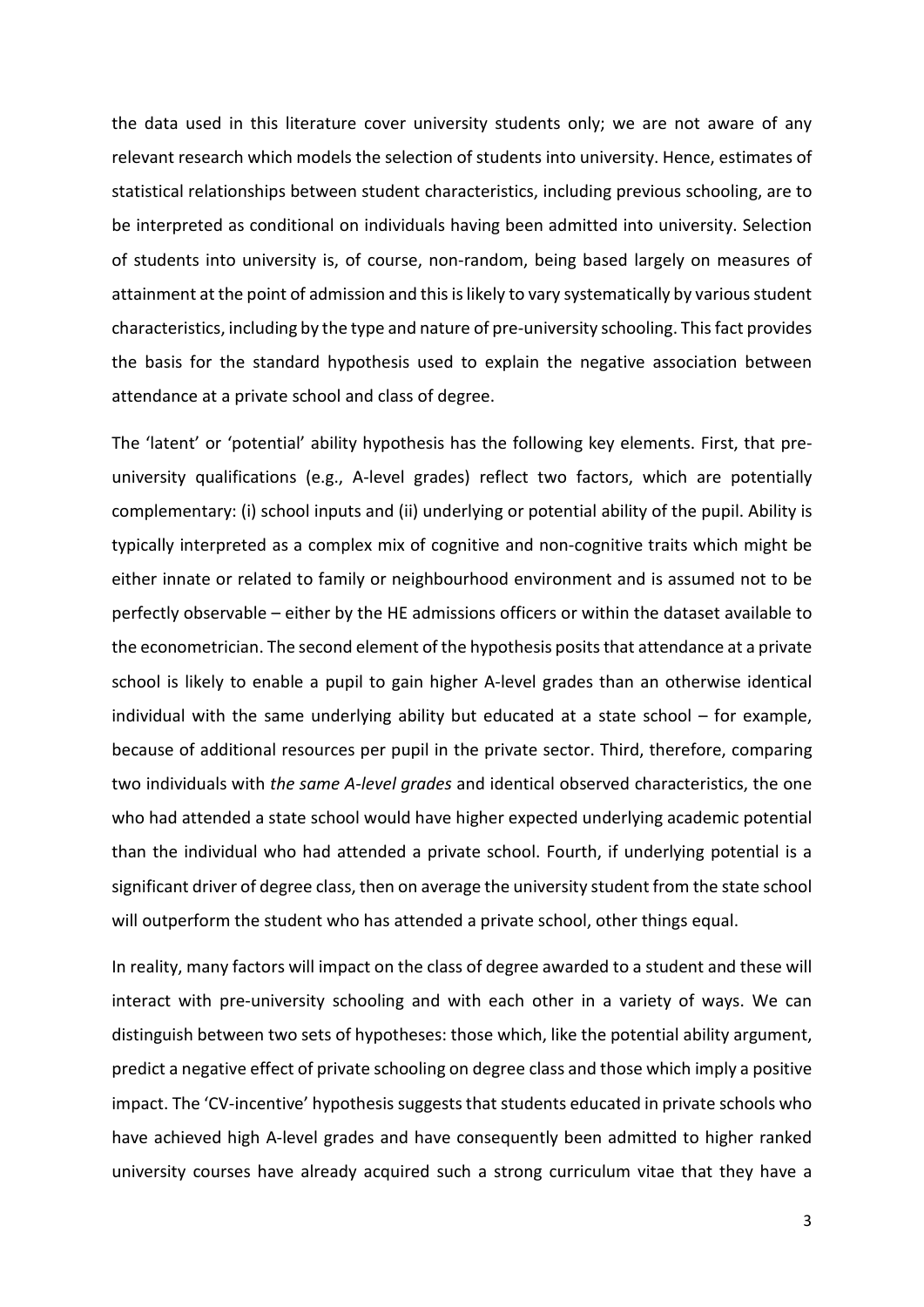the data used in this literature cover university students only; we are not aware of any relevant research which models the selection of students into university. Hence, estimates of statistical relationships between student characteristics, including previous schooling, are to be interpreted as conditional on individuals having been admitted into university. Selection of students into university is, of course, non-random, being based largely on measures of attainment at the point of admission and this is likely to vary systematically by various student characteristics, including by the type and nature of pre-university schooling. This fact provides the basis for the standard hypothesis used to explain the negative association between attendance at a private school and class of degree.

The 'latent' or 'potential' ability hypothesis has the following key elements. First, that pre-university qualifications (e.g., A-level grades) reflect two factors, which are potentially complementary: (i) school inputs and (ii) underlying or potential ability of the pupil. Ability is typically interpreted as a complex mix of cognitive and non-cognitive traits which might be either innate or related to family or neighbourhood environment and is assumed not to be perfectly observable – either by the HE admissions officers or within the dataset available to the econometrician. The second element of the hypothesis posits that attendance at a private school is likely to enable a pupil to gain higher A-level grades than an otherwise identical individual with the same underlying ability but educated at a state school – for example, because of additional resources per pupil in the private sector. Third, therefore, comparing two individuals with *the same A-level grades* and identical observed characteristics, the one who had attended a state school would have higher expected underlying academic potential than the individual who had attended a private school. Fourth, if underlying potential is a significant driver of degree class, then on average the university student from the state school will outperform the student who has attended a private school, other things equal.

In reality, many factors will impact on the class of degree awarded to a student and these will interact with pre-university schooling and with each other in a variety of ways. We can distinguish between two sets of hypotheses: those which, like the potential ability argument, predict a negative effect of private schooling on degree class and those which imply a positive impact. The 'CV-incentive' hypothesis suggests that students educated in private schools who have achieved high A-level grades and have consequently been admitted to higher ranked university courses have already acquired such a strong curriculum vitae that they have a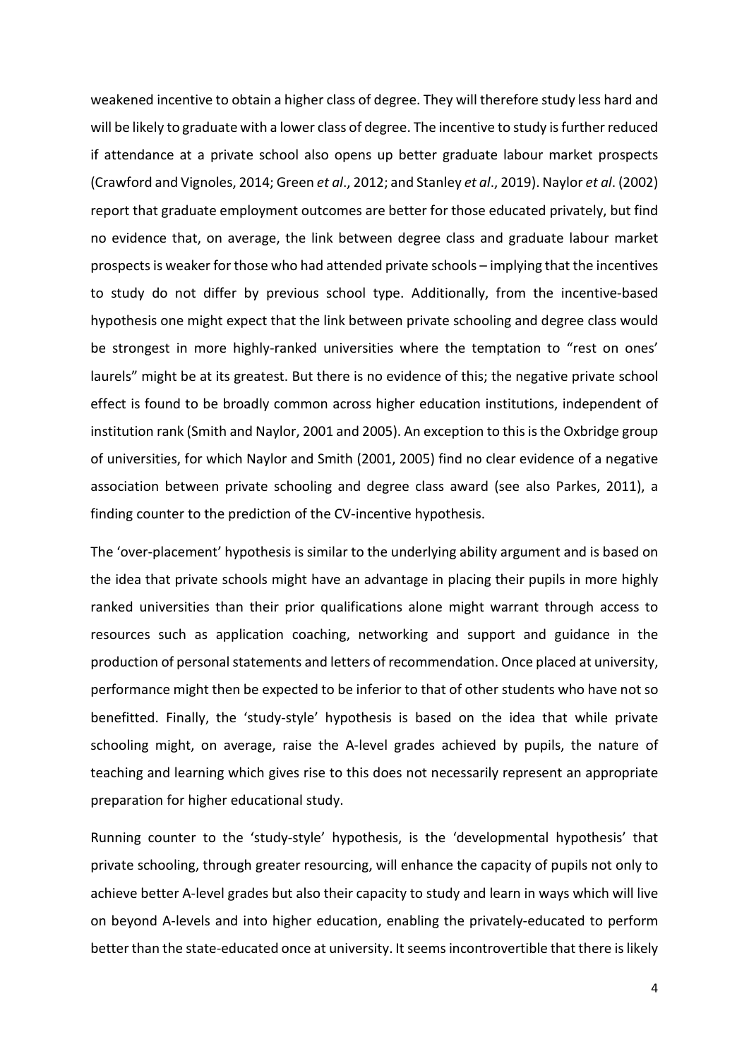weakened incentive to obtain a higher class of degree. They will therefore study less hard and will be likely to graduate with a lower class of degree. The incentive to study is further reduced if attendance at a private school also opens up better graduate labour market prospects (Crawford and Vignoles, 2014; Green *et al*., 2012; and Stanley *et al*., 2019). Naylor *et al*. (2002) report that graduate employment outcomes are better for those educated privately, but find no evidence that, on average, the link between degree class and graduate labour market prospects is weaker for those who had attended private schools – implying that the incentives to study do not differ by previous school type. Additionally, from the incentive-based hypothesis one might expect that the link between private schooling and degree class would be strongest in more highly-ranked universities where the temptation to "rest on ones' laurels" might be at its greatest. But there is no evidence of this; the negative private school effect is found to be broadly common across higher education institutions, independent of institution rank (Smith and Naylor, 2001 and 2005). An exception to this is the Oxbridge group of universities, for which Naylor and Smith (2001, 2005) find no clear evidence of a negative association between private schooling and degree class award (see also Parkes, 2011), a finding counter to the prediction of the CV-incentive hypothesis.

The 'over-placement' hypothesis is similar to the underlying ability argument and is based on the idea that private schools might have an advantage in placing their pupils in more highly ranked universities than their prior qualifications alone might warrant through access to resources such as application coaching, networking and support and guidance in the production of personal statements and letters of recommendation. Once placed at university, performance might then be expected to be inferior to that of other students who have not so benefitted. Finally, the 'study-style' hypothesis is based on the idea that while private schooling might, on average, raise the A-level grades achieved by pupils, the nature of teaching and learning which gives rise to this does not necessarily represent an appropriate preparation for higher educational study.

Running counter to the 'study-style' hypothesis, is the 'developmental hypothesis' that private schooling, through greater resourcing, will enhance the capacity of pupils not only to achieve better A-level grades but also their capacity to study and learn in ways which will live on beyond A-levels and into higher education, enabling the privately-educated to perform better than the state-educated once at university. It seems incontrovertible that there is likely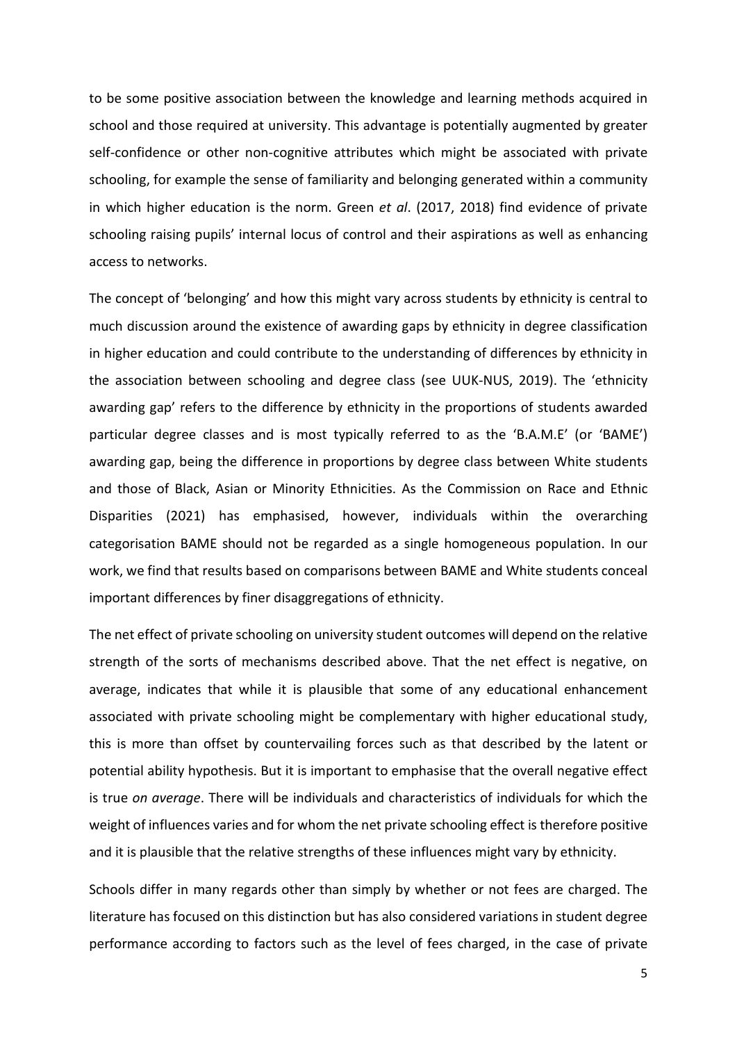to be some positive association between the knowledge and learning methods acquired in school and those required at university. This advantage is potentially augmented by greater self-confidence or other non-cognitive attributes which might be associated with private schooling, for example the sense of familiarity and belonging generated within a community in which higher education is the norm. Green *et al*. (2017, 2018) find evidence of private schooling raising pupils' internal locus of control and their aspirations as well as enhancing access to networks.

The concept of 'belonging' and how this might vary across students by ethnicity is central to much discussion around the existence of awarding gaps by ethnicity in degree classification in higher education and could contribute to the understanding of differences by ethnicity in the association between schooling and degree class (see UUK-NUS, 2019). The 'ethnicity awarding gap' refers to the difference by ethnicity in the proportions of students awarded particular degree classes and is most typically referred to as the 'B.A.M.E' (or 'BAME') awarding gap, being the difference in proportions by degree class between White students and those of Black, Asian or Minority Ethnicities. As the Commission on Race and Ethnic Disparities (2021) has emphasised, however, individuals within the overarching categorisation BAME should not be regarded as a single homogeneous population. In our work, we find that results based on comparisons between BAME and White students conceal important differences by finer disaggregations of ethnicity.

The net effect of private schooling on university student outcomes will depend on the relative strength of the sorts of mechanisms described above. That the net effect is negative, on average, indicates that while it is plausible that some of any educational enhancement associated with private schooling might be complementary with higher educational study, this is more than offset by countervailing forces such as that described by the latent or potential ability hypothesis. But it is important to emphasise that the overall negative effect is true *on average*. There will be individuals and characteristics of individuals for which the weight of influences varies and for whom the net private schooling effect is therefore positive and it is plausible that the relative strengths of these influences might vary by ethnicity.

Schools differ in many regards other than simply by whether or not fees are charged. The literature has focused on this distinction but has also considered variations in student degree performance according to factors such as the level of fees charged, in the case of private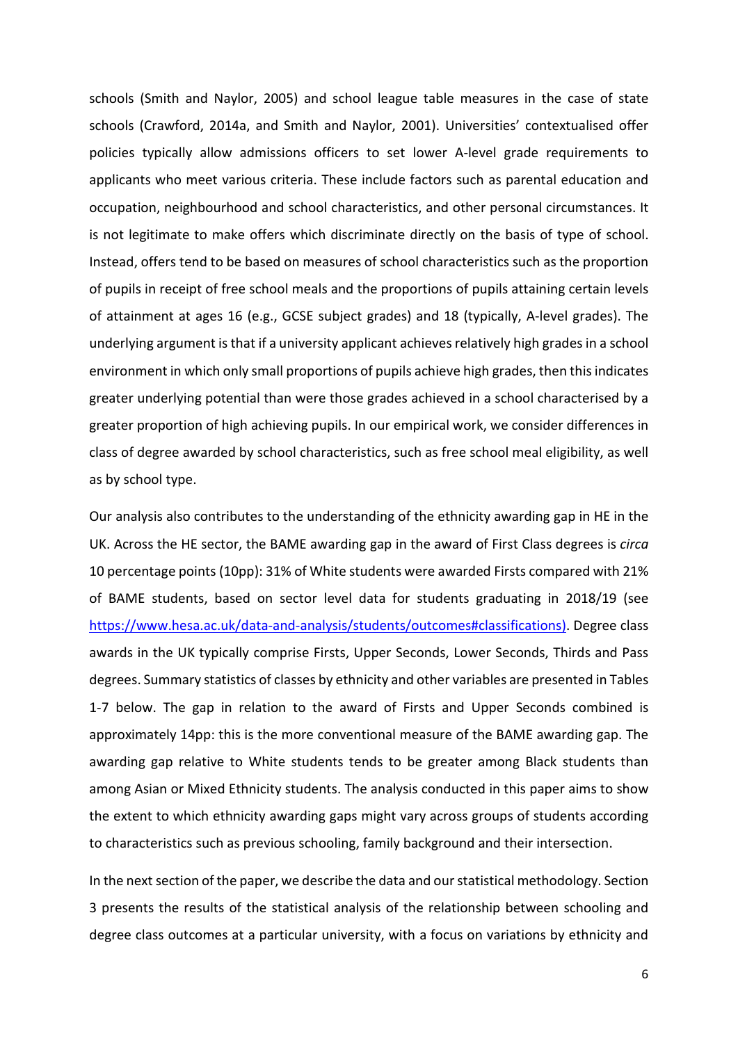schools (Smith and Naylor, 2005) and school league table measures in the case of state schools (Crawford, 2014a, and Smith and Naylor, 2001). Universities' contextualised offer policies typically allow admissions officers to set lower A-level grade requirements to applicants who meet various criteria. These include factors such as parental education and occupation, neighbourhood and school characteristics, and other personal circumstances. It is not legitimate to make offers which discriminate directly on the basis of type of school. Instead, offers tend to be based on measures of school characteristics such as the proportion of pupils in receipt of free school meals and the proportions of pupils attaining certain levels of attainment at ages 16 (e.g., GCSE subject grades) and 18 (typically, A-level grades). The underlying argument is that if a university applicant achieves relatively high grades in a school environment in which only small proportions of pupils achieve high grades, then this indicates greater underlying potential than were those grades achieved in a school characterised by a greater proportion of high achieving pupils. In our empirical work, we consider differences in class of degree awarded by school characteristics, such as free school meal eligibility, as well as by school type.

Our analysis also contributes to the understanding of the ethnicity awarding gap in HE in the UK. Across the HE sector, the BAME awarding gap in the award of First Class degrees is *circa* 10 percentage points (10pp): 31% of White students were awarded Firsts compared with 21% of BAME students, based on sector level data for students graduating in 2018/19 (see https://www.hesa.ac.uk/data-and-analysis/students/outcomes#classifications). Degree class awards in the UK typically comprise Firsts, Upper Seconds, Lower Seconds, Thirds and Pass degrees. Summary statistics of classes by ethnicity and other variables are presented in Tables 1-7 below. The gap in relation to the award of Firsts and Upper Seconds combined is approximately 14pp: this is the more conventional measure of the BAME awarding gap. The awarding gap relative to White students tends to be greater among Black students than among Asian or Mixed Ethnicity students. The analysis conducted in this paper aims to show the extent to which ethnicity awarding gaps might vary across groups of students according to characteristics such as previous schooling, family background and their intersection.

In the next section of the paper, we describe the data and our statistical methodology. Section 3 presents the results of the statistical analysis of the relationship between schooling and degree class outcomes at a particular university, with a focus on variations by ethnicity and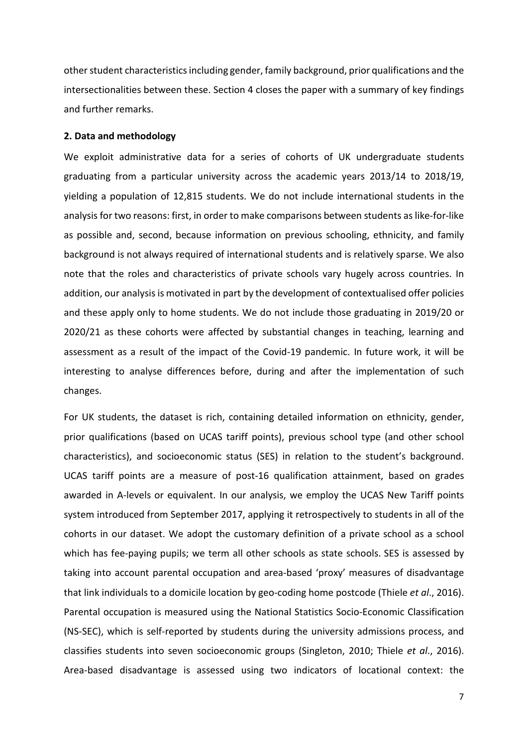other student characteristics including gender, family background, prior qualifications and the intersectionalities between these. Section 4 closes the paper with a summary of key findings and further remarks.

## 2. Data and methodology

We exploit administrative data for a series of cohorts of UK undergraduate students graduating from a particular university across the academic years 2013/14 to 2018/19, yielding a population of 12,815 students. We do not include international students in the analysis for two reasons: first, in order to make comparisons between students as like-for-like as possible and, second, because information on previous schooling, ethnicity, and family background is not always required of international students and is relatively sparse. We also note that the roles and characteristics of private schools vary hugely across countries. In addition, our analysis is motivated in part by the development of contextualised offer policies and these apply only to home students. We do not include those graduating in 2019/20 or 2020/21 as these cohorts were affected by substantial changes in teaching, learning and assessment as a result of the impact of the Covid-19 pandemic. In future work, it will be interesting to analyse differences before, during and after the implementation of such changes.

For UK students, the dataset is rich, containing detailed information on ethnicity, gender, prior qualifications (based on UCAS tariff points), previous school type (and other school characteristics), and socioeconomic status (SES) in relation to the student's background. UCAS tariff points are a measure of post-16 qualification attainment, based on grades awarded in A-levels or equivalent. In our analysis, we employ the UCAS New Tariff points system introduced from September 2017, applying it retrospectively to students in all of the cohorts in our dataset. We adopt the customary definition of a private school as a school which has fee-paying pupils; we term all other schools as state schools. SES is assessed by taking into account parental occupation and area-based 'proxy' measures of disadvantage that link individuals to a domicile location by geo-coding home postcode (Thiele *et al*., 2016). Parental occupation is measured using the National Statistics Socio-Economic Classification (NS-SEC), which is self-reported by students during the university admissions process, and classifies students into seven socioeconomic groups (Singleton, 2010; Thiele *et al*., 2016). Area-based disadvantage is assessed using two indicators of locational context: the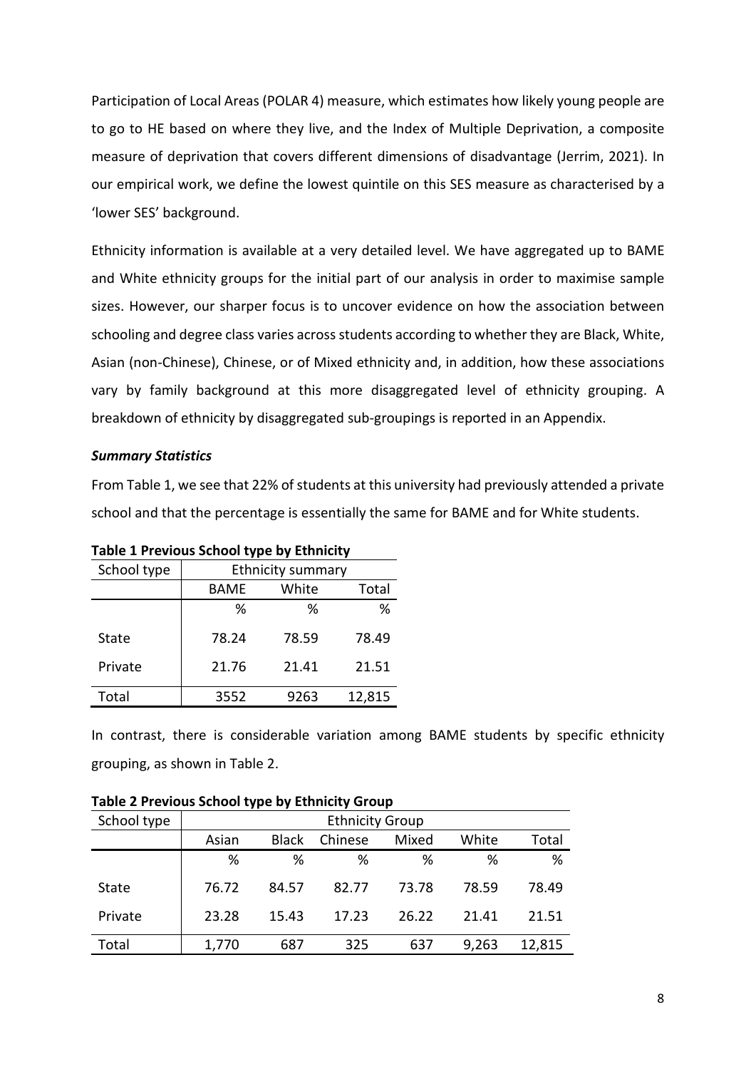Participation of Local Areas (POLAR 4) measure, which estimates how likely young people are to go to HE based on where they live, and the Index of Multiple Deprivation, a composite measure of deprivation that covers different dimensions of disadvantage (Jerrim, 2021). In our empirical work, we define the lowest quintile on this SES measure as characterised by a 'lower SES' background.

Ethnicity information is available at a very detailed level. We have aggregated up to BAME and White ethnicity groups for the initial part of our analysis in order to maximise sample sizes. However, our sharper focus is to uncover evidence on how the association between schooling and degree class varies across students according to whether they are Black, White, Asian (non-Chinese), Chinese, or of Mixed ethnicity and, in addition, how these associations vary by family background at this more disaggregated level of ethnicity grouping. A breakdown of ethnicity by disaggregated sub-groupings is reported in an Appendix.

### *Summary Statistics*

From Table 1, we see that 22% of students at this university had previously attended a private school and that the percentage is essentially the same for BAME and for White students.

**Table 1 Previous School type by Ethnicity**

| School type | Ethnicity summary | | |
|---|---|---|---|
| | BAME | White | Total |
| | % | % | % |
| State | 78.24 | 78.59 | 78.49 |
| Private | 21.76 | 21.41 | 21.51 |
| Total | 3552 | 9263 | 12,815 |

In contrast, there is considerable variation among BAME students by specific ethnicity grouping, as shown in Table 2.

**Table 2 Previous School type by Ethnicity Group**

| School type | Ethnicity Group | | | | | |
|---|---|---|---|---|---|---|
| | Asian | Black | Chinese | Mixed | White | Total |
| | % | % | % | % | % | % |
| State | 76.72 | 84.57 | 82.77 | 73.78 | 78.59 | 78.49 |
| Private | 23.28 | 15.43 | 17.23 | 26.22 | 21.41 | 21.51 |
| Total | 1,770 | 687 | 325 | 637 | 9,263 | 12,815 |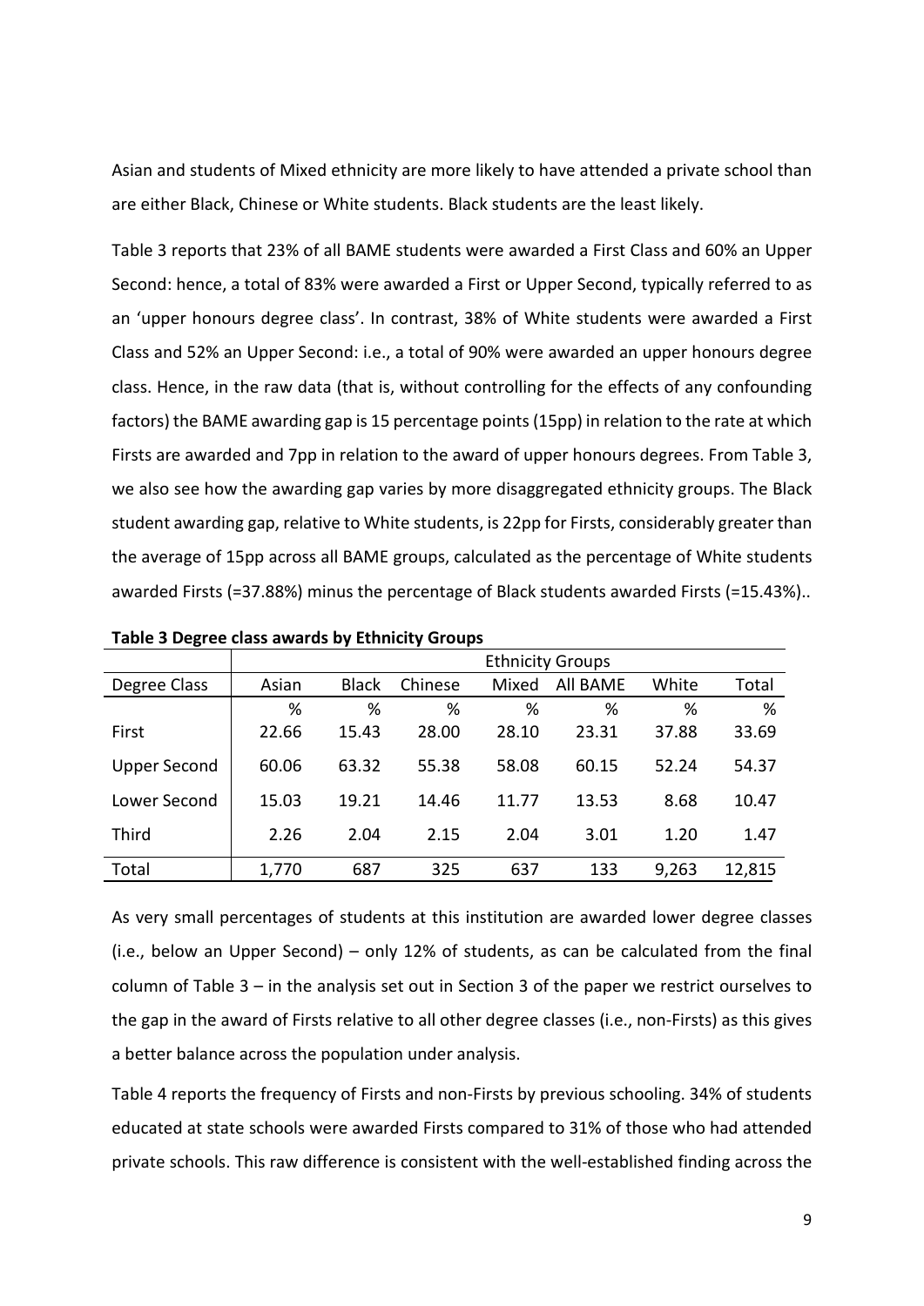Asian and students of Mixed ethnicity are more likely to have attended a private school than are either Black, Chinese or White students. Black students are the least likely.

Table 3 reports that 23% of all BAME students were awarded a First Class and 60% an Upper Second: hence, a total of 83% were awarded a First or Upper Second, typically referred to as an 'upper honours degree class'. In contrast, 38% of White students were awarded a First Class and 52% an Upper Second: i.e., a total of 90% were awarded an upper honours degree class. Hence, in the raw data (that is, without controlling for the effects of any confounding factors) the BAME awarding gap is 15 percentage points (15pp) in relation to the rate at which Firsts are awarded and 7pp in relation to the award of upper honours degrees. From Table 3, we also see how the awarding gap varies by more disaggregated ethnicity groups. The Black student awarding gap, relative to White students, is 22pp for Firsts, considerably greater than the average of 15pp across all BAME groups, calculated as the percentage of White students awarded Firsts (=37.88%) minus the percentage of Black students awarded Firsts (=15.43%)..

**Table 3 Degree class awards by Ethnicity Groups**

| | Ethnicity Groups | | | | | | |
|---|---|---|---|---|---|---|---|
| Degree Class | Asian | Black | Chinese | Mixed | All BAME | White | Total |
| | % | % | % | % | % | % | % |
| First | 22.66 | 15.43 | 28.00 | 28.10 | 23.31 | 37.88 | 33.69 |
| Upper Second | 60.06 | 63.32 | 55.38 | 58.08 | 60.15 | 52.24 | 54.37 |
| Lower Second | 15.03 | 19.21 | 14.46 | 11.77 | 13.53 | 8.68 | 10.47 |
| Third | 2.26 | 2.04 | 2.15 | 2.04 | 3.01 | 1.20 | 1.47 |
| Total | 1,770 | 687 | 325 | 637 | 133 | 9,263 | 12,815 |

As very small percentages of students at this institution are awarded lower degree classes (i.e., below an Upper Second) – only 12% of students, as can be calculated from the final column of Table 3 – in the analysis set out in Section 3 of the paper we restrict ourselves to the gap in the award of Firsts relative to all other degree classes (i.e., non-Firsts) as this gives a better balance across the population under analysis.

Table 4 reports the frequency of Firsts and non-Firsts by previous schooling. 34% of students educated at state schools were awarded Firsts compared to 31% of those who had attended private schools. This raw difference is consistent with the well-established finding across the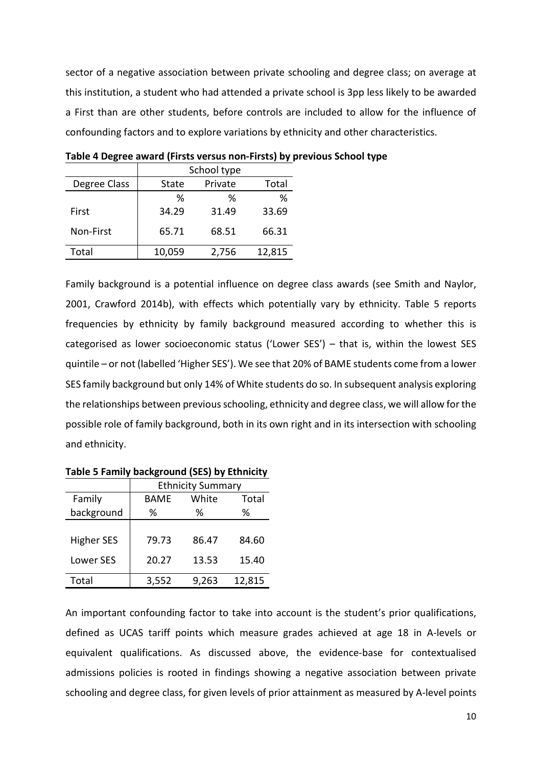sector of a negative association between private schooling and degree class; on average at this institution, a student who had attended a private school is 3pp less likely to be awarded a First than are other students, before controls are included to allow for the influence of confounding factors and to explore variations by ethnicity and other characteristics.

**Table 4 Degree award (Firsts versus non-Firsts) by previous School type**

| | School type | | |
|---|---|---|---|
| Degree Class | State | Private | Total |
| | % | % | % |
| First | 34.29 | 31.49 | 33.69 |
| Non-First | 65.71 | 68.51 | 66.31 |
| Total | 10,059 | 2,756 | 12,815 |

Family background is a potential influence on degree class awards (see Smith and Naylor, 2001, Crawford 2014b), with effects which potentially vary by ethnicity. Table 5 reports frequencies by ethnicity by family background measured according to whether this is categorised as lower socioeconomic status ('Lower SES') – that is, within the lowest SES quintile – or not (labelled 'Higher SES'). We see that 20% of BAME students come from a lower SES family background but only 14% of White students do so. In subsequent analysis exploring the relationships between previous schooling, ethnicity and degree class, we will allow for the possible role of family background, both in its own right and in its intersection with schooling and ethnicity.

**Table 5 Family background (SES) by Ethnicity**

| | Ethnicity Summary | | |
|---|---|---|---|
| Family background | BAME % | White % | Total % |
| Higher SES | 79.73 | 86.47 | 84.60 |
| Lower SES | 20.27 | 13.53 | 15.40 |
| Total | 3,552 | 9,263 | 12,815 |

An important confounding factor to take into account is the student's prior qualifications, defined as UCAS tariff points which measure grades achieved at age 18 in A-levels or equivalent qualifications. As discussed above, the evidence-base for contextualised admissions policies is rooted in findings showing a negative association between private schooling and degree class, for given levels of prior attainment as measured by A-level points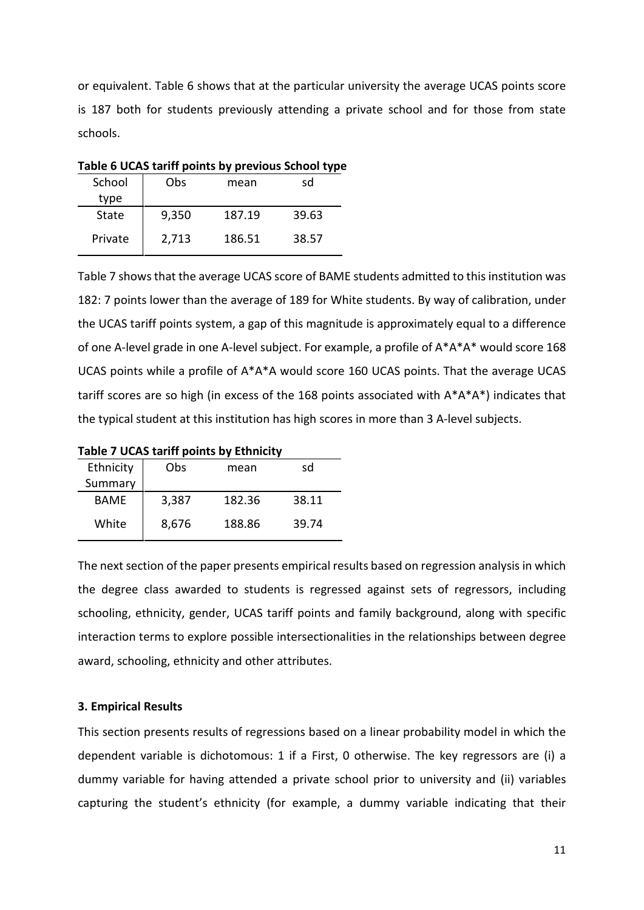or equivalent. Table 6 shows that at the particular university the average UCAS points score is 187 both for students previously attending a private school and for those from state schools.

**Table 6 UCAS tariff points by previous School type**

| School type | Obs | mean | sd |
|---|---|---|---|
| State | 9,350 | 187.19 | 39.63 |
| Private | 2,713 | 186.51 | 38.57 |

Table 7 shows that the average UCAS score of BAME students admitted to this institution was 182: 7 points lower than the average of 189 for White students. By way of calibration, under the UCAS tariff points system, a gap of this magnitude is approximately equal to a difference of one A-level grade in one A-level subject. For example, a profile of A*A*A* would score 168 UCAS points while a profile of A*A*A would score 160 UCAS points. That the average UCAS tariff scores are so high (in excess of the 168 points associated with A*A*A*) indicates that the typical student at this institution has high scores in more than 3 A-level subjects.

**Table 7 UCAS tariff points by Ethnicity**

| Ethnicity Summary | Obs | mean | sd |
|---|---|---|---|
| BAME | 3,387 | 182.36 | 38.11 |
| White | 8,676 | 188.86 | 39.74 |

The next section of the paper presents empirical results based on regression analysis in which the degree class awarded to students is regressed against sets of regressors, including schooling, ethnicity, gender, UCAS tariff points and family background, along with specific interaction terms to explore possible intersectionalities in the relationships between degree award, schooling, ethnicity and other attributes.

### 3. Empirical Results

This section presents results of regressions based on a linear probability model in which the dependent variable is dichotomous: 1 if a First, 0 otherwise. The key regressors are (i) a dummy variable for having attended a private school prior to university and (ii) variables capturing the student's ethnicity (for example, a dummy variable indicating that their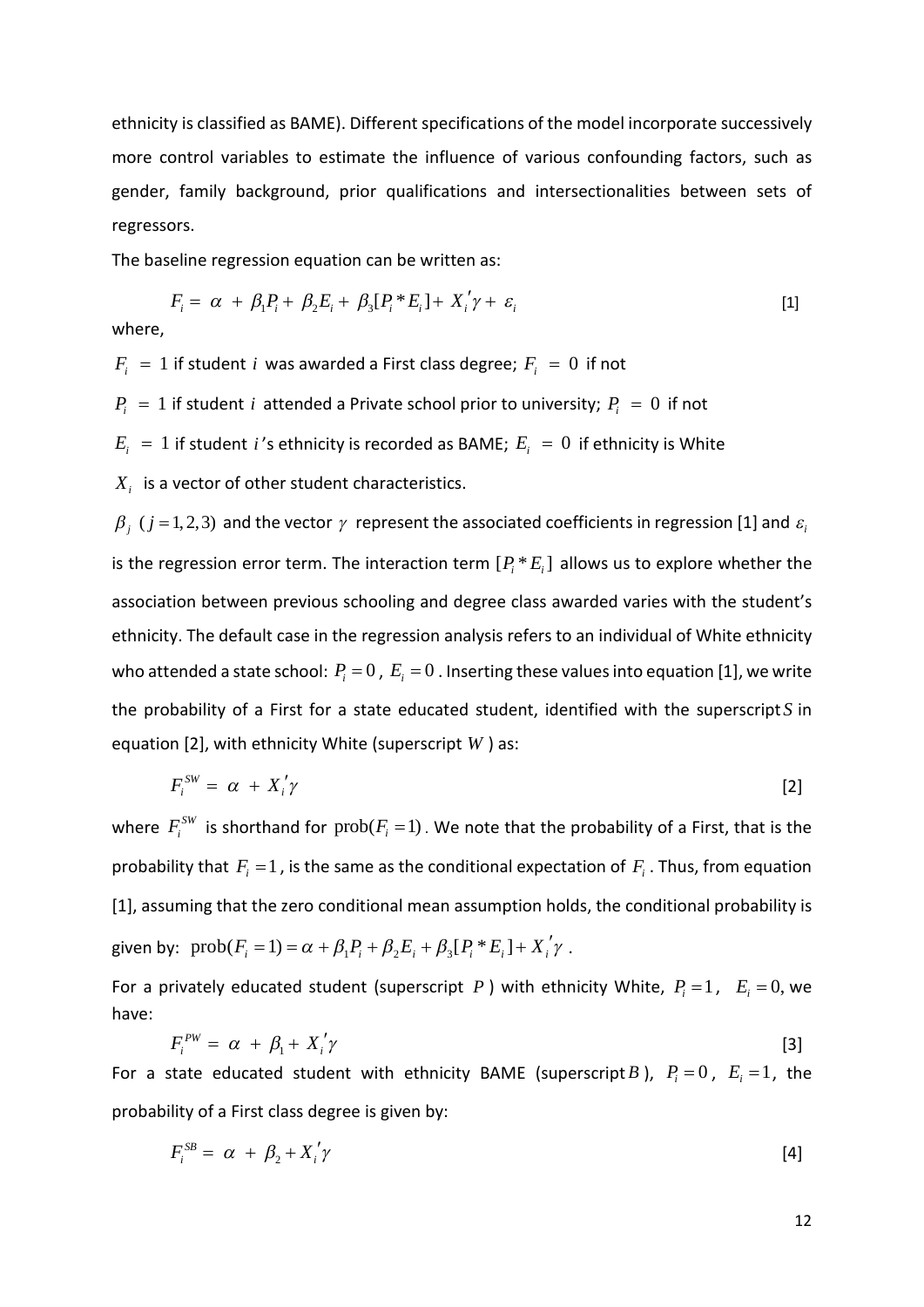ethnicity is classified as BAME). Different specifications of the model incorporate successively more control variables to estimate the influence of various confounding factors, such as gender, family background, prior qualifications and intersectionalities between sets of regressors.

The baseline regression equation can be written as:

$$F_i = \alpha + \beta_1 P_i + \beta_2 E_i + \beta_3 [P_i * E_i] + X_i{}'\gamma + \varepsilon_i \quad [1]$$

where,

$F_i = 1$ if student $i$ was awarded a First class degree; $F_i = 0$ if not

$P_i = 1$ if student $i$ attended a Private school prior to university; $P_i = 0$ if not

$E_i = 1$ if student $i$'s ethnicity is recorded as BAME; $E_i = 0$ if ethnicity is White

$X_i$ is a vector of other student characteristics.

$\beta_j$ $(j = 1,2,3)$ and the vector $\gamma$ represent the associated coefficients in regression [1] and $\varepsilon_i$ is the regression error term. The interaction term $[P_i * E_i]$ allows us to explore whether the association between previous schooling and degree class awarded varies with the student's ethnicity. The default case in the regression analysis refers to an individual of White ethnicity who attended a state school: $P_i = 0$, $E_i = 0$. Inserting these values into equation [1], we write the probability of a First for a state educated student, identified with the superscript $S$ in equation [2], with ethnicity White (superscript $W$) as:

$$F_i^{SW} = \alpha + X_i{}'\gamma \quad [2]$$

where $F_i^{SW}$ is shorthand for $\text{prob}(F_i = 1)$. We note that the probability of a First, that is the probability that $F_i = 1$, is the same as the conditional expectation of $F_i$. Thus, from equation [1], assuming that the zero conditional mean assumption holds, the conditional probability is given by: $\text{prob}(F_i = 1) = \alpha + \beta_1 P_i + \beta_2 E_i + \beta_3 [P_i * E_i] + X_i{}'\gamma$.

For a privately educated student (superscript $P$) with ethnicity White, $P_i = 1$, $E_i = 0$, we have:

$$F_i^{PW} = \alpha + \beta_1 + X_i{}'\gamma \quad [3]$$

For a state educated student with ethnicity BAME (superscript $B$), $P_i = 0$, $E_i = 1$, the probability of a First class degree is given by:

$$F_i^{SB} = \alpha + \beta_2 + X_i{}'\gamma \quad [4]$$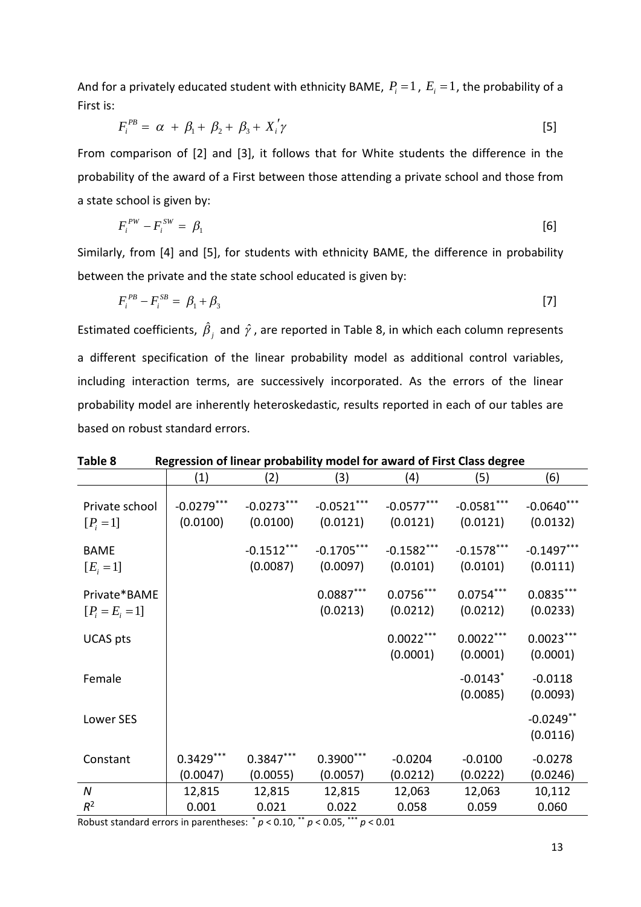And for a privately educated student with ethnicity BAME, $P_i = 1$, $E_i = 1$, the probability of a First is:

$$F_i^{PB} = \alpha + \beta_1 + \beta_2 + \beta_3 + X_i'\gamma \qquad [5]$$

From comparison of [2] and [3], it follows that for White students the difference in the probability of the award of a First between those attending a private school and those from a state school is given by:

$$F_i^{PW} - F_i^{SW} = \beta_1 \qquad [6]$$

Similarly, from [4] and [5], for students with ethnicity BAME, the difference in probability between the private and the state school educated is given by:

$$F_i^{PB} - F_i^{SB} = \beta_1 + \beta_3 \qquad [7]$$

Estimated coefficients, $\hat{\beta}_j$ and $\hat{\gamma}$, are reported in Table 8, in which each column represents a different specification of the linear probability model as additional control variables, including interaction terms, are successively incorporated. As the errors of the linear probability model are inherently heteroskedastic, results reported in each of our tables are based on robust standard errors.

**Table 8 Regression of linear probability model for award of First Class degree**

| | (1) | (2) | (3) | (4) | (5) | (6) |
|---|---|---|---|---|---|---|
| Private school $[P_i = 1]$ | -0.0279$^{***}$ | -0.0273$^{***}$ | -0.0521$^{***}$ | -0.0577$^{***}$ | -0.0581$^{***}$ | -0.0640$^{***}$ |
| | (0.0100) | (0.0100) | (0.0121) | (0.0121) | (0.0121) | (0.0132) |
| BAME $[E_i = 1]$ | | -0.1512$^{***}$ | -0.1705$^{***}$ | -0.1582$^{***}$ | -0.1578$^{***}$ | -0.1497$^{***}$ |
| | | (0.0087) | (0.0097) | (0.0101) | (0.0101) | (0.0111) |
| Private*BAME $[P_i = E_i = 1]$ | | | 0.0887$^{***}$ | 0.0756$^{***}$ | 0.0754$^{***}$ | 0.0835$^{***}$ |
| | | | (0.0213) | (0.0212) | (0.0212) | (0.0233) |
| UCAS pts | | | | 0.0022$^{***}$ | 0.0022$^{***}$ | 0.0023$^{***}$ |
| | | | | (0.0001) | (0.0001) | (0.0001) |
| Female | | | | | -0.0143$^{*}$ | -0.0118 |
| | | | | | (0.0085) | (0.0093) |
| Lower SES | | | | | | -0.0249$^{**}$ |
| | | | | | | (0.0116) |
| Constant | 0.3429$^{***}$ | 0.3847$^{***}$ | 0.3900$^{***}$ | -0.0204 | -0.0100 | -0.0278 |
| | (0.0047) | (0.0055) | (0.0057) | (0.0212) | (0.0222) | (0.0246) |
| $N$ | 12,815 | 12,815 | 12,815 | 12,063 | 12,063 | 10,112 |
| $R^2$ | 0.001 | 0.021 | 0.022 | 0.058 | 0.059 | 0.060 |

Robust standard errors in parentheses: $^{*}$ $p < 0.10$, $^{**}$ $p < 0.05$, $^{***}$ $p < 0.01$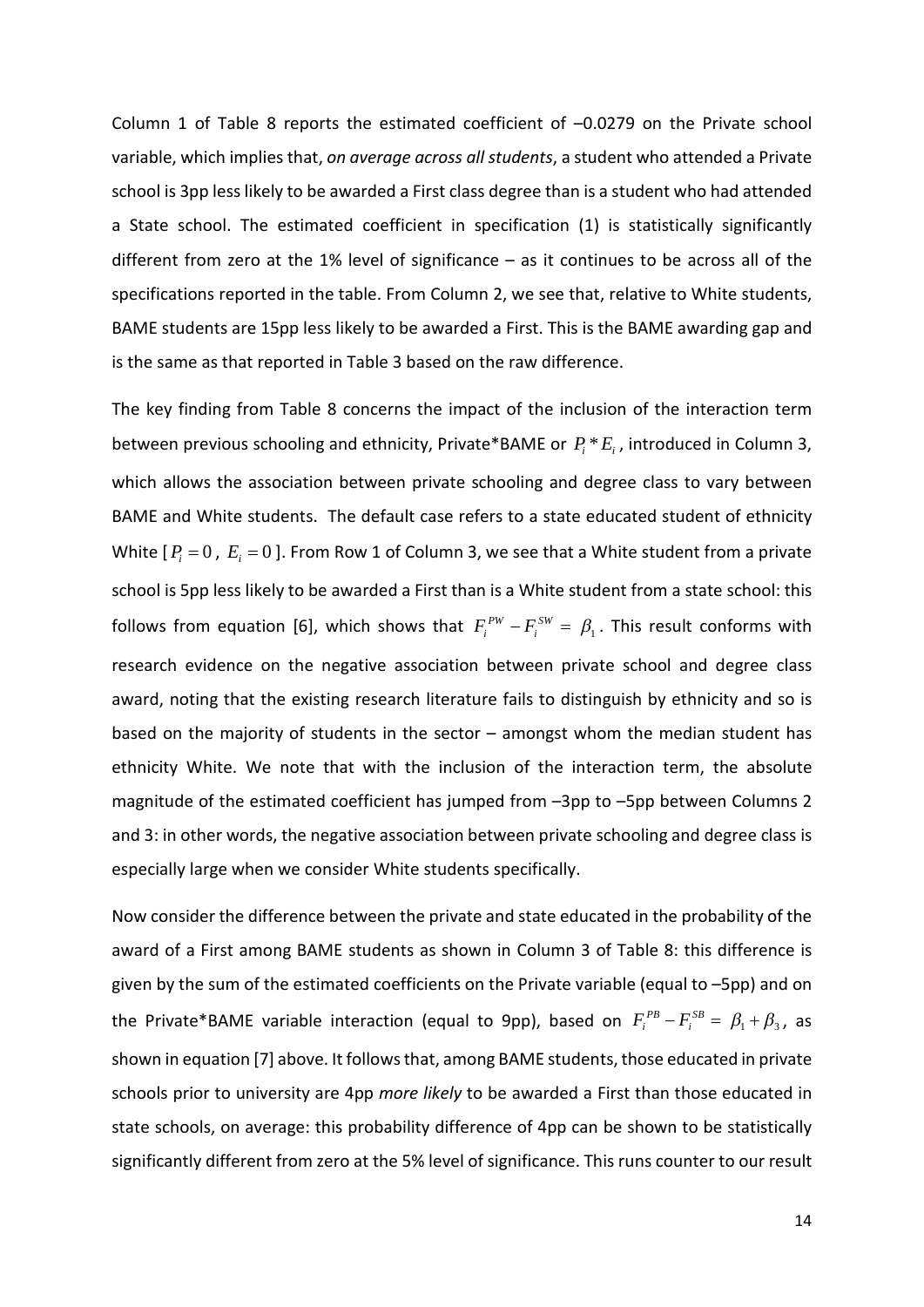Column 1 of Table 8 reports the estimated coefficient of –0.0279 on the Private school variable, which implies that, *on average across all students*, a student who attended a Private school is 3pp less likely to be awarded a First class degree than is a student who had attended a State school. The estimated coefficient in specification (1) is statistically significantly different from zero at the 1% level of significance – as it continues to be across all of the specifications reported in the table. From Column 2, we see that, relative to White students, BAME students are 15pp less likely to be awarded a First. This is the BAME awarding gap and is the same as that reported in Table 3 based on the raw difference.

The key finding from Table 8 concerns the impact of the inclusion of the interaction term between previous schooling and ethnicity, Private*BAME or $P_i * E_i$, introduced in Column 3, which allows the association between private schooling and degree class to vary between BAME and White students. The default case refers to a state educated student of ethnicity White [$P_i = 0$, $E_i = 0$]. From Row 1 of Column 3, we see that a White student from a private school is 5pp less likely to be awarded a First than is a White student from a state school: this follows from equation [6], which shows that $F_i^{PW} - F_i^{SW} = \beta_1$. This result conforms with research evidence on the negative association between private school and degree class award, noting that the existing research literature fails to distinguish by ethnicity and so is based on the majority of students in the sector – amongst whom the median student has ethnicity White. We note that with the inclusion of the interaction term, the absolute magnitude of the estimated coefficient has jumped from –3pp to –5pp between Columns 2 and 3: in other words, the negative association between private schooling and degree class is especially large when we consider White students specifically.

Now consider the difference between the private and state educated in the probability of the award of a First among BAME students as shown in Column 3 of Table 8: this difference is given by the sum of the estimated coefficients on the Private variable (equal to –5pp) and on the Private*BAME variable interaction (equal to 9pp), based on $F_i^{PB} - F_i^{SB} = \beta_1 + \beta_3$, as shown in equation [7] above. It follows that, among BAME students, those educated in private schools prior to university are 4pp *more likely* to be awarded a First than those educated in state schools, on average: this probability difference of 4pp can be shown to be statistically significantly different from zero at the 5% level of significance. This runs counter to our result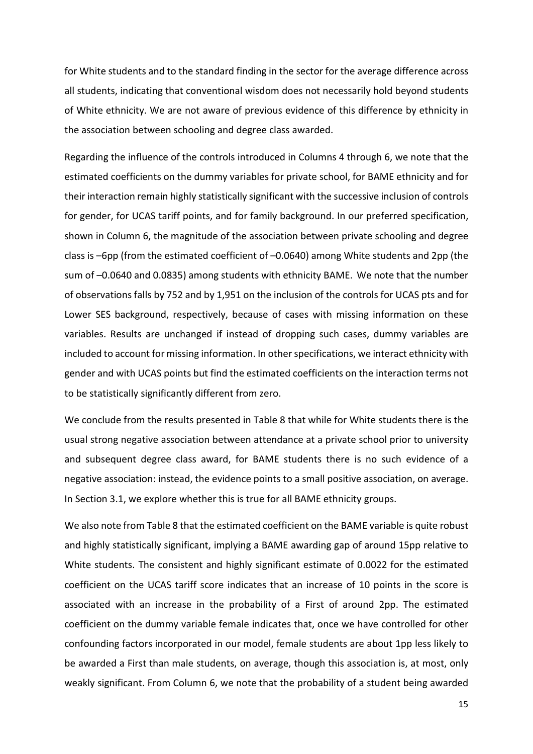for White students and to the standard finding in the sector for the average difference across all students, indicating that conventional wisdom does not necessarily hold beyond students of White ethnicity. We are not aware of previous evidence of this difference by ethnicity in the association between schooling and degree class awarded.

Regarding the influence of the controls introduced in Columns 4 through 6, we note that the estimated coefficients on the dummy variables for private school, for BAME ethnicity and for their interaction remain highly statistically significant with the successive inclusion of controls for gender, for UCAS tariff points, and for family background. In our preferred specification, shown in Column 6, the magnitude of the association between private schooling and degree class is –6pp (from the estimated coefficient of –0.0640) among White students and 2pp (the sum of –0.0640 and 0.0835) among students with ethnicity BAME. We note that the number of observations falls by 752 and by 1,951 on the inclusion of the controls for UCAS pts and for Lower SES background, respectively, because of cases with missing information on these variables. Results are unchanged if instead of dropping such cases, dummy variables are included to account for missing information. In other specifications, we interact ethnicity with gender and with UCAS points but find the estimated coefficients on the interaction terms not to be statistically significantly different from zero.

We conclude from the results presented in Table 8 that while for White students there is the usual strong negative association between attendance at a private school prior to university and subsequent degree class award, for BAME students there is no such evidence of a negative association: instead, the evidence points to a small positive association, on average. In Section 3.1, we explore whether this is true for all BAME ethnicity groups.

We also note from Table 8 that the estimated coefficient on the BAME variable is quite robust and highly statistically significant, implying a BAME awarding gap of around 15pp relative to White students. The consistent and highly significant estimate of 0.0022 for the estimated coefficient on the UCAS tariff score indicates that an increase of 10 points in the score is associated with an increase in the probability of a First of around 2pp. The estimated coefficient on the dummy variable female indicates that, once we have controlled for other confounding factors incorporated in our model, female students are about 1pp less likely to be awarded a First than male students, on average, though this association is, at most, only weakly significant. From Column 6, we note that the probability of a student being awarded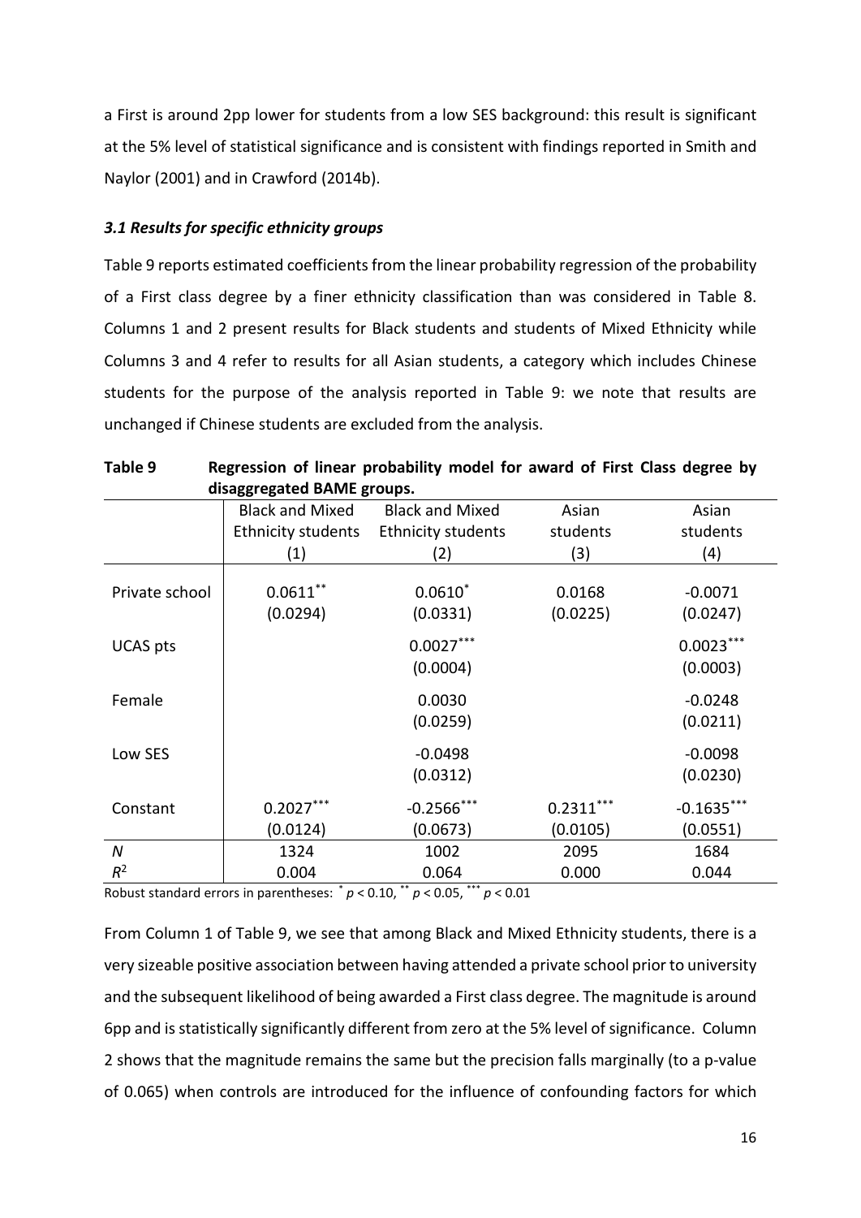a First is around 2pp lower for students from a low SES background: this result is significant at the 5% level of statistical significance and is consistent with findings reported in Smith and Naylor (2001) and in Crawford (2014b).

### *3.1 Results for specific ethnicity groups*

Table 9 reports estimated coefficients from the linear probability regression of the probability of a First class degree by a finer ethnicity classification than was considered in Table 8. Columns 1 and 2 present results for Black students and students of Mixed Ethnicity while Columns 3 and 4 refer to results for all Asian students, a category which includes Chinese students for the purpose of the analysis reported in Table 9: we note that results are unchanged if Chinese students are excluded from the analysis.

**Table 9 Regression of linear probability model for award of First Class degree by disaggregated BAME groups.**

| | Black and Mixed Ethnicity students (1) | Black and Mixed Ethnicity students (2) | Asian students (3) | Asian students (4) |
|---|---|---|---|---|
| Private school | $0.0611^{**}$ | $0.0610^{*}$ | 0.0168 | -0.0071 |
| | (0.0294) | (0.0331) | (0.0225) | (0.0247) |
| UCAS pts | | $0.0027^{***}$ | | $0.0023^{***}$ |
| | | (0.0004) | | (0.0003) |
| Female | | 0.0030 | | -0.0248 |
| | | (0.0259) | | (0.0211) |
| Low SES | | -0.0498 | | -0.0098 |
| | | (0.0312) | | (0.0230) |
| Constant | $0.2027^{***}$ | $-0.2566^{***}$ | $0.2311^{***}$ | $-0.1635^{***}$ |
| | (0.0124) | (0.0673) | (0.0105) | (0.0551) |
| $N$ | 1324 | 1002 | 2095 | 1684 |
| $R^2$ | 0.004 | 0.064 | 0.000 | 0.044 |

Robust standard errors in parentheses: $^{*}$ $p < 0.10$, $^{**}$ $p < 0.05$, $^{***}$ $p < 0.01$

From Column 1 of Table 9, we see that among Black and Mixed Ethnicity students, there is a very sizeable positive association between having attended a private school prior to university and the subsequent likelihood of being awarded a First class degree. The magnitude is around 6pp and is statistically significantly different from zero at the 5% level of significance. Column 2 shows that the magnitude remains the same but the precision falls marginally (to a p-value of 0.065) when controls are introduced for the influence of confounding factors for which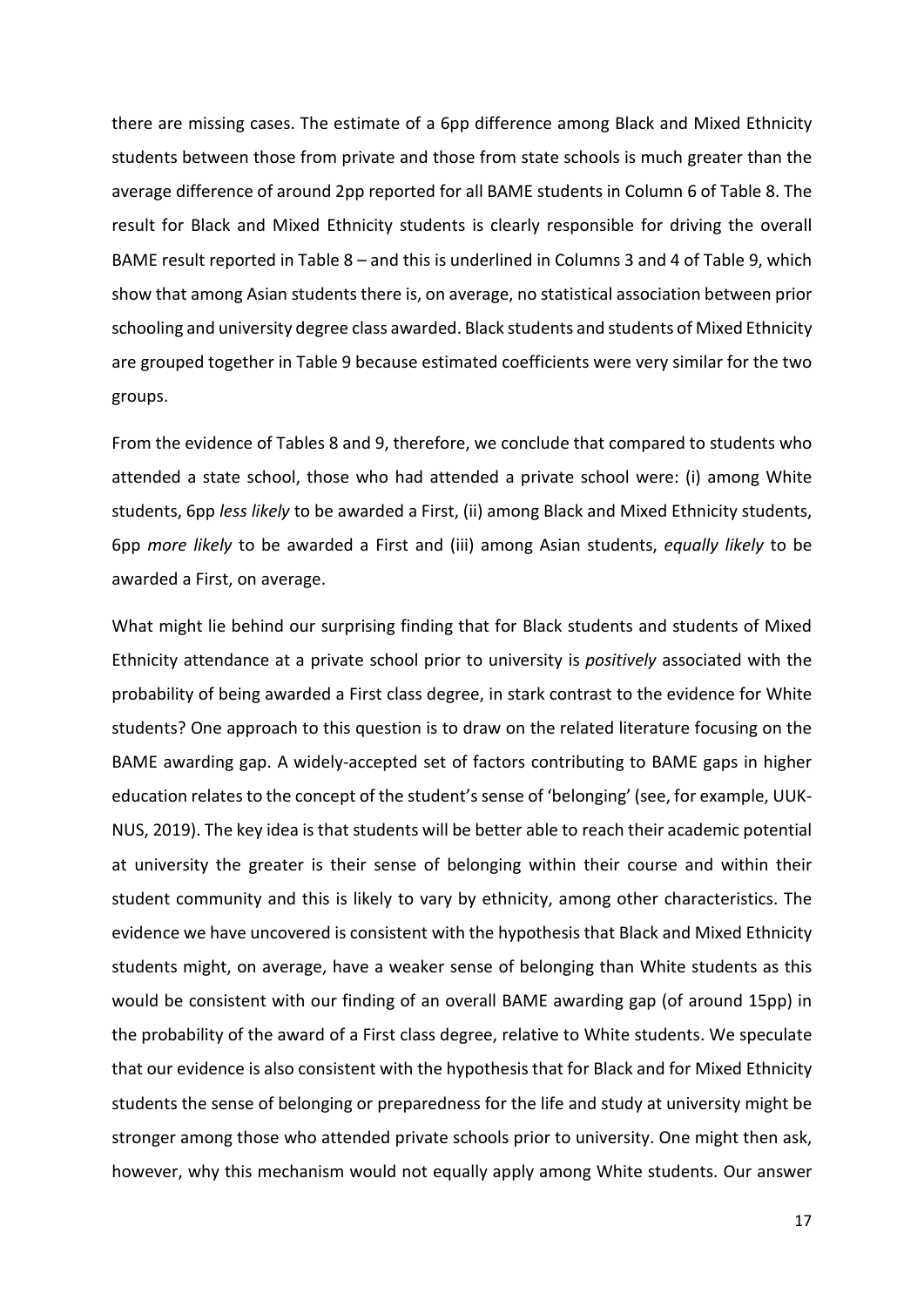there are missing cases. The estimate of a 6pp difference among Black and Mixed Ethnicity students between those from private and those from state schools is much greater than the average difference of around 2pp reported for all BAME students in Column 6 of Table 8. The result for Black and Mixed Ethnicity students is clearly responsible for driving the overall BAME result reported in Table 8 – and this is underlined in Columns 3 and 4 of Table 9, which show that among Asian students there is, on average, no statistical association between prior schooling and university degree class awarded. Black students and students of Mixed Ethnicity are grouped together in Table 9 because estimated coefficients were very similar for the two groups.

From the evidence of Tables 8 and 9, therefore, we conclude that compared to students who attended a state school, those who had attended a private school were: (i) among White students, 6pp *less likely* to be awarded a First, (ii) among Black and Mixed Ethnicity students, 6pp *more likely* to be awarded a First and (iii) among Asian students, *equally likely* to be awarded a First, on average.

What might lie behind our surprising finding that for Black students and students of Mixed Ethnicity attendance at a private school prior to university is *positively* associated with the probability of being awarded a First class degree, in stark contrast to the evidence for White students? One approach to this question is to draw on the related literature focusing on the BAME awarding gap. A widely-accepted set of factors contributing to BAME gaps in higher education relates to the concept of the student's sense of 'belonging' (see, for example, UUK-NUS, 2019). The key idea is that students will be better able to reach their academic potential at university the greater is their sense of belonging within their course and within their student community and this is likely to vary by ethnicity, among other characteristics. The evidence we have uncovered is consistent with the hypothesis that Black and Mixed Ethnicity students might, on average, have a weaker sense of belonging than White students as this would be consistent with our finding of an overall BAME awarding gap (of around 15pp) in the probability of the award of a First class degree, relative to White students. We speculate that our evidence is also consistent with the hypothesis that for Black and for Mixed Ethnicity students the sense of belonging or preparedness for the life and study at university might be stronger among those who attended private schools prior to university. One might then ask, however, why this mechanism would not equally apply among White students. Our answer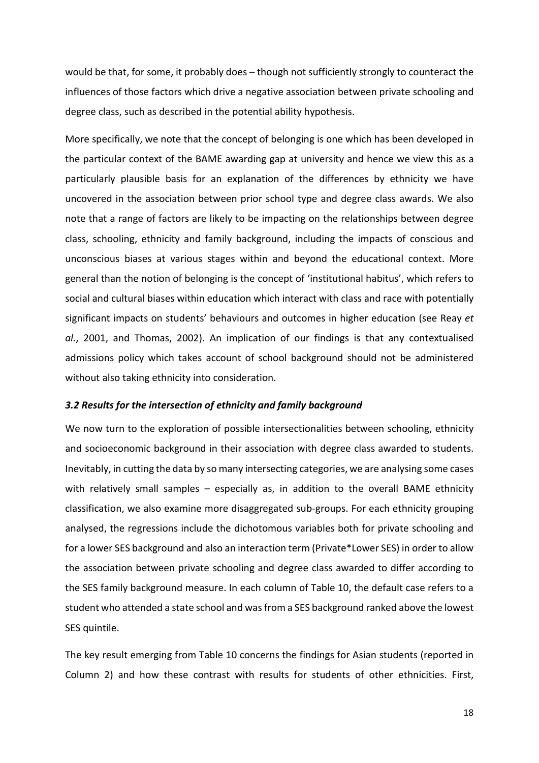would be that, for some, it probably does – though not sufficiently strongly to counteract the influences of those factors which drive a negative association between private schooling and degree class, such as described in the potential ability hypothesis.

More specifically, we note that the concept of belonging is one which has been developed in the particular context of the BAME awarding gap at university and hence we view this as a particularly plausible basis for an explanation of the differences by ethnicity we have uncovered in the association between prior school type and degree class awards. We also note that a range of factors are likely to be impacting on the relationships between degree class, schooling, ethnicity and family background, including the impacts of conscious and unconscious biases at various stages within and beyond the educational context. More general than the notion of belonging is the concept of 'institutional habitus', which refers to social and cultural biases within education which interact with class and race with potentially significant impacts on students' behaviours and outcomes in higher education (see Reay *et al.*, 2001, and Thomas, 2002). An implication of our findings is that any contextualised admissions policy which takes account of school background should not be administered without also taking ethnicity into consideration.

### *3.2 Results for the intersection of ethnicity and family background*

We now turn to the exploration of possible intersectionalities between schooling, ethnicity and socioeconomic background in their association with degree class awarded to students. Inevitably, in cutting the data by so many intersecting categories, we are analysing some cases with relatively small samples – especially as, in addition to the overall BAME ethnicity classification, we also examine more disaggregated sub-groups. For each ethnicity grouping analysed, the regressions include the dichotomous variables both for private schooling and for a lower SES background and also an interaction term (Private*Lower SES) in order to allow the association between private schooling and degree class awarded to differ according to the SES family background measure. In each column of Table 10, the default case refers to a student who attended a state school and was from a SES background ranked above the lowest SES quintile.

The key result emerging from Table 10 concerns the findings for Asian students (reported in Column 2) and how these contrast with results for students of other ethnicities. First,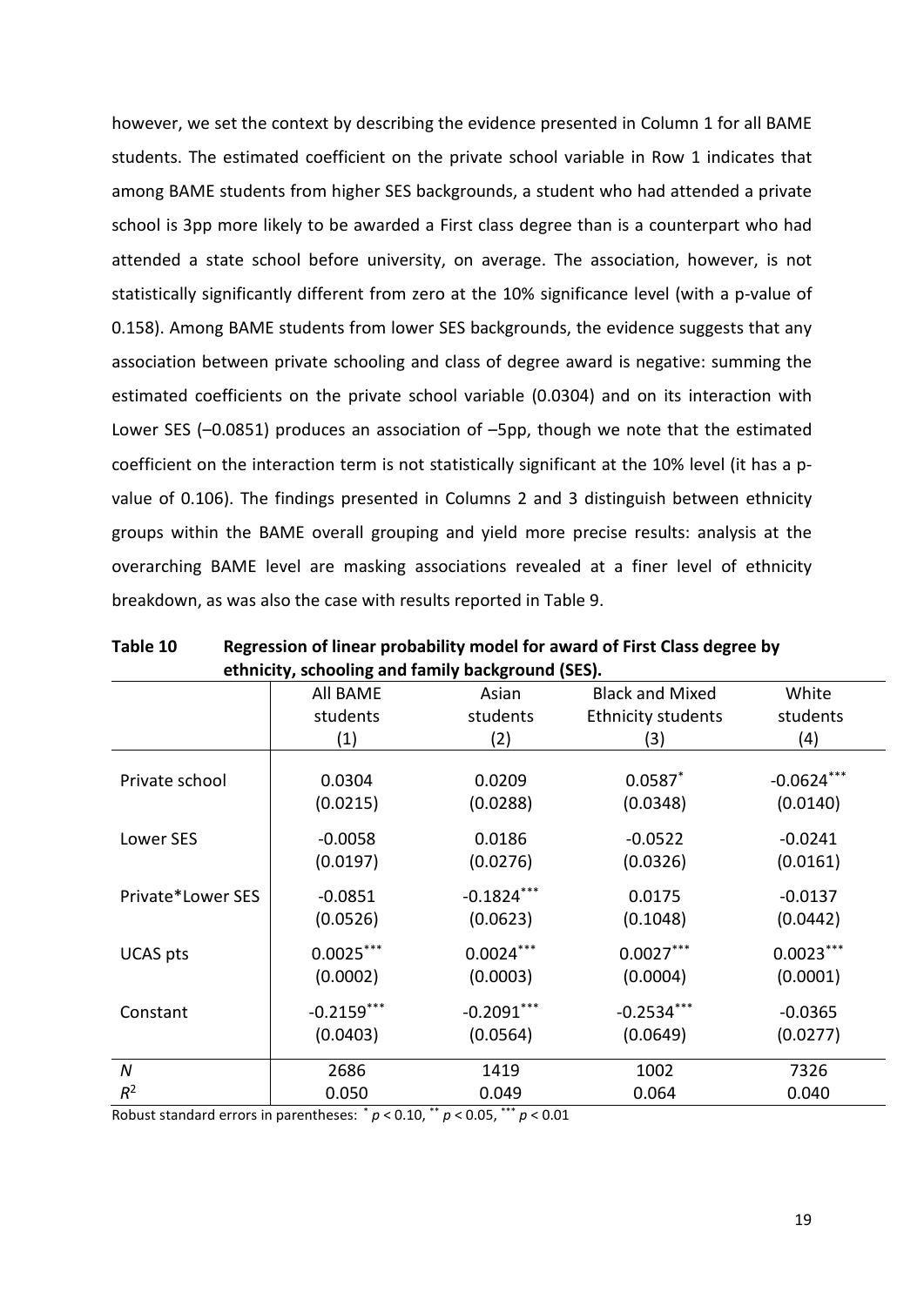however, we set the context by describing the evidence presented in Column 1 for all BAME students. The estimated coefficient on the private school variable in Row 1 indicates that among BAME students from higher SES backgrounds, a student who had attended a private school is 3pp more likely to be awarded a First class degree than is a counterpart who had attended a state school before university, on average. The association, however, is not statistically significantly different from zero at the 10% significance level (with a p-value of 0.158). Among BAME students from lower SES backgrounds, the evidence suggests that any association between private schooling and class of degree award is negative: summing the estimated coefficients on the private school variable (0.0304) and on its interaction with Lower SES (–0.0851) produces an association of –5pp, though we note that the estimated coefficient on the interaction term is not statistically significant at the 10% level (it has a p-value of 0.106). The findings presented in Columns 2 and 3 distinguish between ethnicity groups within the BAME overall grouping and yield more precise results: analysis at the overarching BAME level are masking associations revealed at a finer level of ethnicity breakdown, as was also the case with results reported in Table 9.

**Table 10 Regression of linear probability model for award of First Class degree by ethnicity, schooling and family background (SES).**

| | All BAME students (1) | Asian students (2) | Black and Mixed Ethnicity students (3) | White students (4) |
|---|---|---|---|---|
| Private school | 0.0304 | 0.0209 | $0.0587^{*}$ | $-0.0624^{***}$ |
| | (0.0215) | (0.0288) | (0.0348) | (0.0140) |
| Lower SES | -0.0058 | 0.0186 | -0.0522 | -0.0241 |
| | (0.0197) | (0.0276) | (0.0326) | (0.0161) |
| Private*Lower SES | -0.0851 | $-0.1824^{***}$ | 0.0175 | -0.0137 |
| | (0.0526) | (0.0623) | (0.1048) | (0.0442) |
| UCAS pts | $0.0025^{***}$ | $0.0024^{***}$ | $0.0027^{***}$ | $0.0023^{***}$ |
| | (0.0002) | (0.0003) | (0.0004) | (0.0001) |
| Constant | $-0.2159^{***}$ | $-0.2091^{***}$ | $-0.2534^{***}$ | -0.0365 |
| | (0.0403) | (0.0564) | (0.0649) | (0.0277) |
| $N$ | 2686 | 1419 | 1002 | 7326 |
| $R^2$ | 0.050 | 0.049 | 0.064 | 0.040 |

Robust standard errors in parentheses: $^{*}$ $p < 0.10$, $^{**}$ $p < 0.05$, $^{***}$ $p < 0.01$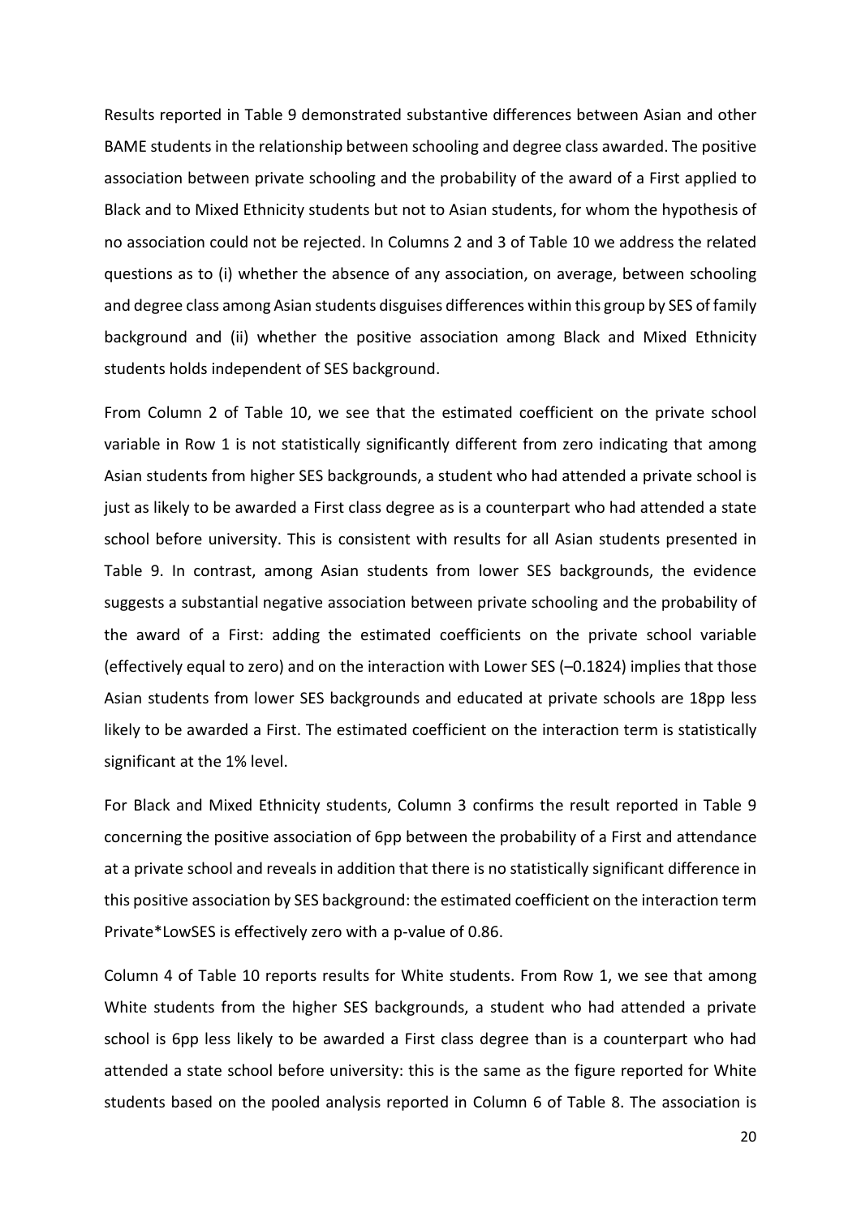Results reported in Table 9 demonstrated substantive differences between Asian and other BAME students in the relationship between schooling and degree class awarded. The positive association between private schooling and the probability of the award of a First applied to Black and to Mixed Ethnicity students but not to Asian students, for whom the hypothesis of no association could not be rejected. In Columns 2 and 3 of Table 10 we address the related questions as to (i) whether the absence of any association, on average, between schooling and degree class among Asian students disguises differences within this group by SES of family background and (ii) whether the positive association among Black and Mixed Ethnicity students holds independent of SES background.

From Column 2 of Table 10, we see that the estimated coefficient on the private school variable in Row 1 is not statistically significantly different from zero indicating that among Asian students from higher SES backgrounds, a student who had attended a private school is just as likely to be awarded a First class degree as is a counterpart who had attended a state school before university. This is consistent with results for all Asian students presented in Table 9. In contrast, among Asian students from lower SES backgrounds, the evidence suggests a substantial negative association between private schooling and the probability of the award of a First: adding the estimated coefficients on the private school variable (effectively equal to zero) and on the interaction with Lower SES (–0.1824) implies that those Asian students from lower SES backgrounds and educated at private schools are 18pp less likely to be awarded a First. The estimated coefficient on the interaction term is statistically significant at the 1% level.

For Black and Mixed Ethnicity students, Column 3 confirms the result reported in Table 9 concerning the positive association of 6pp between the probability of a First and attendance at a private school and reveals in addition that there is no statistically significant difference in this positive association by SES background: the estimated coefficient on the interaction term Private*LowSES is effectively zero with a p-value of 0.86.

Column 4 of Table 10 reports results for White students. From Row 1, we see that among White students from the higher SES backgrounds, a student who had attended a private school is 6pp less likely to be awarded a First class degree than is a counterpart who had attended a state school before university: this is the same as the figure reported for White students based on the pooled analysis reported in Column 6 of Table 8. The association is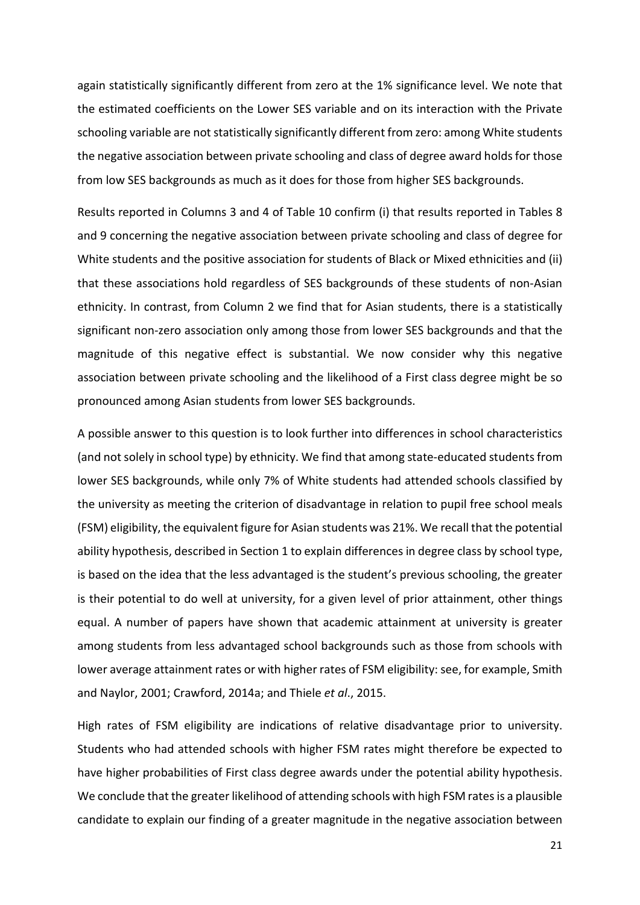again statistically significantly different from zero at the 1% significance level. We note that the estimated coefficients on the Lower SES variable and on its interaction with the Private schooling variable are not statistically significantly different from zero: among White students the negative association between private schooling and class of degree award holds for those from low SES backgrounds as much as it does for those from higher SES backgrounds.

Results reported in Columns 3 and 4 of Table 10 confirm (i) that results reported in Tables 8 and 9 concerning the negative association between private schooling and class of degree for White students and the positive association for students of Black or Mixed ethnicities and (ii) that these associations hold regardless of SES backgrounds of these students of non-Asian ethnicity. In contrast, from Column 2 we find that for Asian students, there is a statistically significant non-zero association only among those from lower SES backgrounds and that the magnitude of this negative effect is substantial. We now consider why this negative association between private schooling and the likelihood of a First class degree might be so pronounced among Asian students from lower SES backgrounds.

A possible answer to this question is to look further into differences in school characteristics (and not solely in school type) by ethnicity. We find that among state-educated students from lower SES backgrounds, while only 7% of White students had attended schools classified by the university as meeting the criterion of disadvantage in relation to pupil free school meals (FSM) eligibility, the equivalent figure for Asian students was 21%. We recall that the potential ability hypothesis, described in Section 1 to explain differences in degree class by school type, is based on the idea that the less advantaged is the student's previous schooling, the greater is their potential to do well at university, for a given level of prior attainment, other things equal. A number of papers have shown that academic attainment at university is greater among students from less advantaged school backgrounds such as those from schools with lower average attainment rates or with higher rates of FSM eligibility: see, for example, Smith and Naylor, 2001; Crawford, 2014a; and Thiele *et al*., 2015.

High rates of FSM eligibility are indications of relative disadvantage prior to university. Students who had attended schools with higher FSM rates might therefore be expected to have higher probabilities of First class degree awards under the potential ability hypothesis. We conclude that the greater likelihood of attending schools with high FSM rates is a plausible candidate to explain our finding of a greater magnitude in the negative association between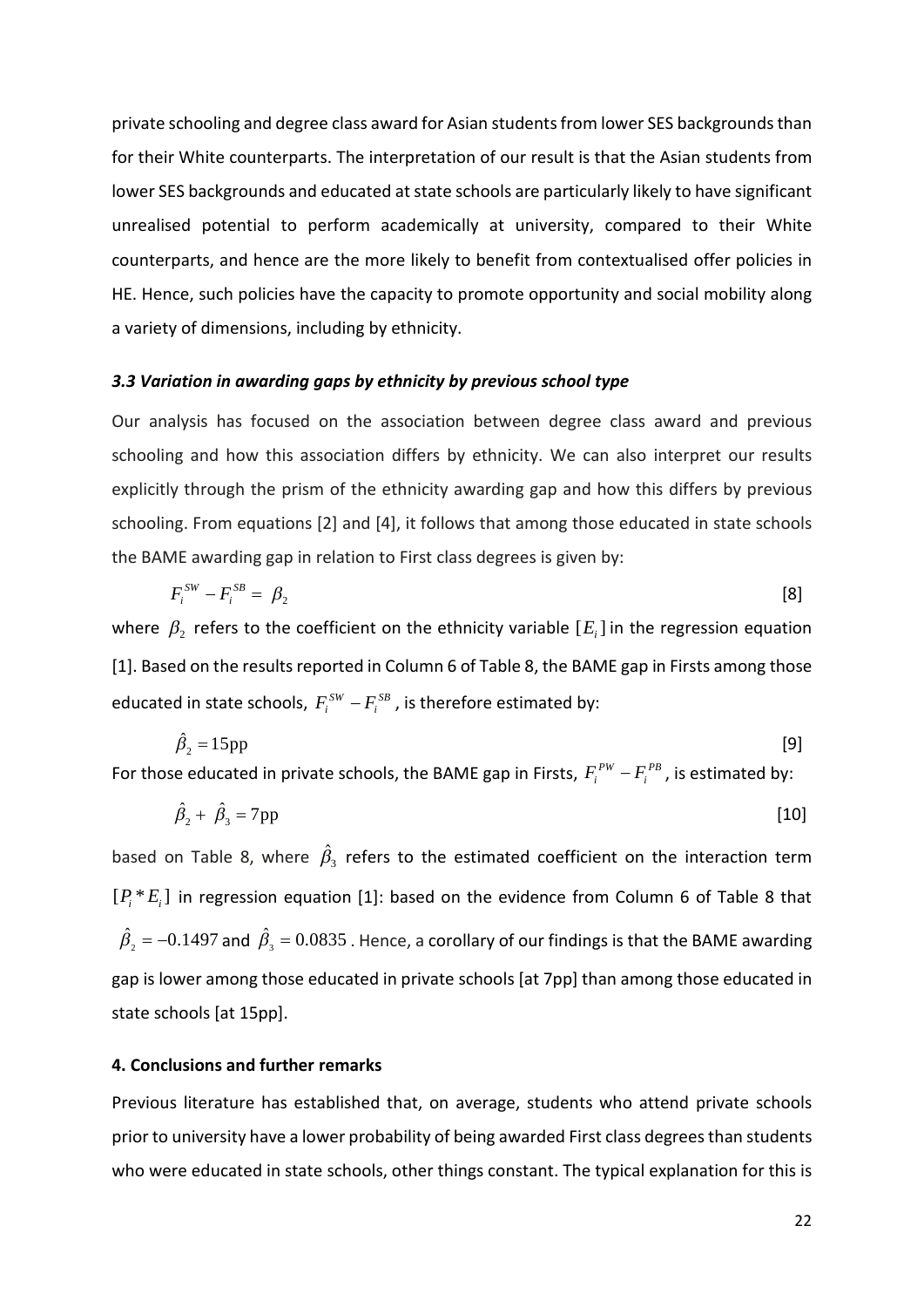private schooling and degree class award for Asian students from lower SES backgrounds than for their White counterparts. The interpretation of our result is that the Asian students from lower SES backgrounds and educated at state schools are particularly likely to have significant unrealised potential to perform academically at university, compared to their White counterparts, and hence are the more likely to benefit from contextualised offer policies in HE. Hence, such policies have the capacity to promote opportunity and social mobility along a variety of dimensions, including by ethnicity.

### *3.3 Variation in awarding gaps by ethnicity by previous school type*

Our analysis has focused on the association between degree class award and previous schooling and how this association differs by ethnicity. We can also interpret our results explicitly through the prism of the ethnicity awarding gap and how this differs by previous schooling. From equations [2] and [4], it follows that among those educated in state schools the BAME awarding gap in relation to First class degrees is given by:

$$F_i^{SW} - F_i^{SB} = \beta_2 \qquad [8]$$

where $\beta_2$ refers to the coefficient on the ethnicity variable $[E_i]$ in the regression equation [1]. Based on the results reported in Column 6 of Table 8, the BAME gap in Firsts among those educated in state schools, $F_i^{SW} - F_i^{SB}$, is therefore estimated by:

$$\hat{\beta}_2 = 15\text{pp} \qquad [9]$$

For those educated in private schools, the BAME gap in Firsts, $F_i^{PW} - F_i^{PB}$, is estimated by:

$$\hat{\beta}_2 + \hat{\beta}_3 = 7\text{pp} \qquad [10]$$

based on Table 8, where $\hat{\beta}_3$ refers to the estimated coefficient on the interaction term $[P_i * E_i]$ in regression equation [1]: based on the evidence from Column 6 of Table 8 that $\hat{\beta}_2 = -0.1497$ and $\hat{\beta}_3 = 0.0835$. Hence, a corollary of our findings is that the BAME awarding gap is lower among those educated in private schools [at 7pp] than among those educated in state schools [at 15pp].

## 4. Conclusions and further remarks

Previous literature has established that, on average, students who attend private schools prior to university have a lower probability of being awarded First class degrees than students who were educated in state schools, other things constant. The typical explanation for this is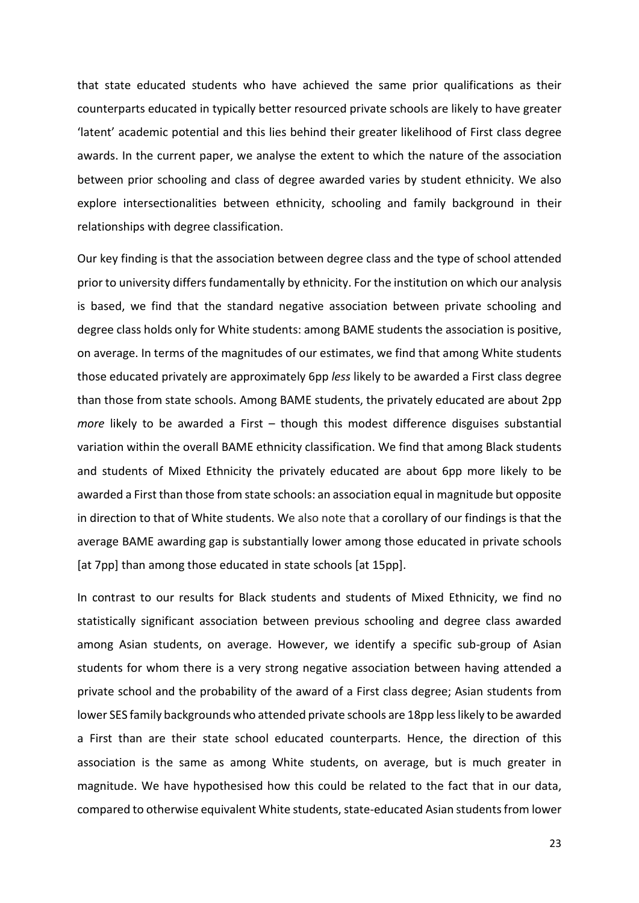that state educated students who have achieved the same prior qualifications as their counterparts educated in typically better resourced private schools are likely to have greater 'latent' academic potential and this lies behind their greater likelihood of First class degree awards. In the current paper, we analyse the extent to which the nature of the association between prior schooling and class of degree awarded varies by student ethnicity. We also explore intersectionalities between ethnicity, schooling and family background in their relationships with degree classification.

Our key finding is that the association between degree class and the type of school attended prior to university differs fundamentally by ethnicity. For the institution on which our analysis is based, we find that the standard negative association between private schooling and degree class holds only for White students: among BAME students the association is positive, on average. In terms of the magnitudes of our estimates, we find that among White students those educated privately are approximately 6pp *less* likely to be awarded a First class degree than those from state schools. Among BAME students, the privately educated are about 2pp *more* likely to be awarded a First – though this modest difference disguises substantial variation within the overall BAME ethnicity classification. We find that among Black students and students of Mixed Ethnicity the privately educated are about 6pp more likely to be awarded a First than those from state schools: an association equal in magnitude but opposite in direction to that of White students. We also note that a corollary of our findings is that the average BAME awarding gap is substantially lower among those educated in private schools [at 7pp] than among those educated in state schools [at 15pp].

In contrast to our results for Black students and students of Mixed Ethnicity, we find no statistically significant association between previous schooling and degree class awarded among Asian students, on average. However, we identify a specific sub-group of Asian students for whom there is a very strong negative association between having attended a private school and the probability of the award of a First class degree; Asian students from lower SES family backgrounds who attended private schools are 18pp less likely to be awarded a First than are their state school educated counterparts. Hence, the direction of this association is the same as among White students, on average, but is much greater in magnitude. We have hypothesised how this could be related to the fact that in our data, compared to otherwise equivalent White students, state-educated Asian students from lower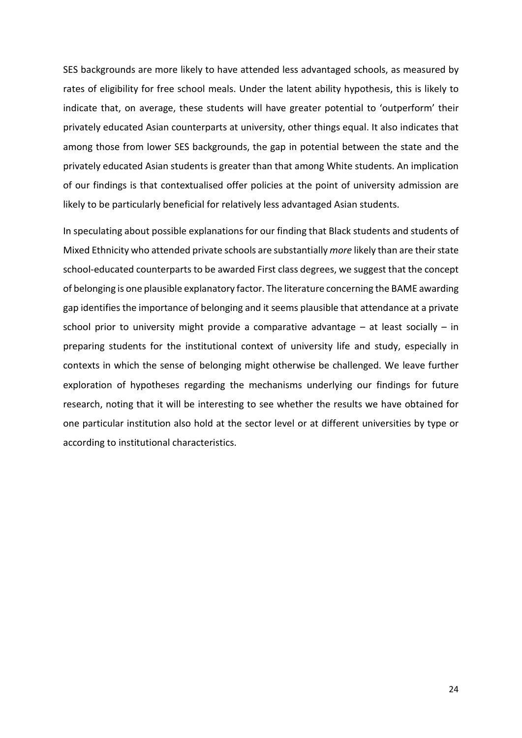SES backgrounds are more likely to have attended less advantaged schools, as measured by rates of eligibility for free school meals. Under the latent ability hypothesis, this is likely to indicate that, on average, these students will have greater potential to 'outperform' their privately educated Asian counterparts at university, other things equal. It also indicates that among those from lower SES backgrounds, the gap in potential between the state and the privately educated Asian students is greater than that among White students. An implication of our findings is that contextualised offer policies at the point of university admission are likely to be particularly beneficial for relatively less advantaged Asian students.

In speculating about possible explanations for our finding that Black students and students of Mixed Ethnicity who attended private schools are substantially *more* likely than are their state school-educated counterparts to be awarded First class degrees, we suggest that the concept of belonging is one plausible explanatory factor. The literature concerning the BAME awarding gap identifies the importance of belonging and it seems plausible that attendance at a private school prior to university might provide a comparative advantage – at least socially – in preparing students for the institutional context of university life and study, especially in contexts in which the sense of belonging might otherwise be challenged. We leave further exploration of hypotheses regarding the mechanisms underlying our findings for future research, noting that it will be interesting to see whether the results we have obtained for one particular institution also hold at the sector level or at different universities by type or according to institutional characteristics.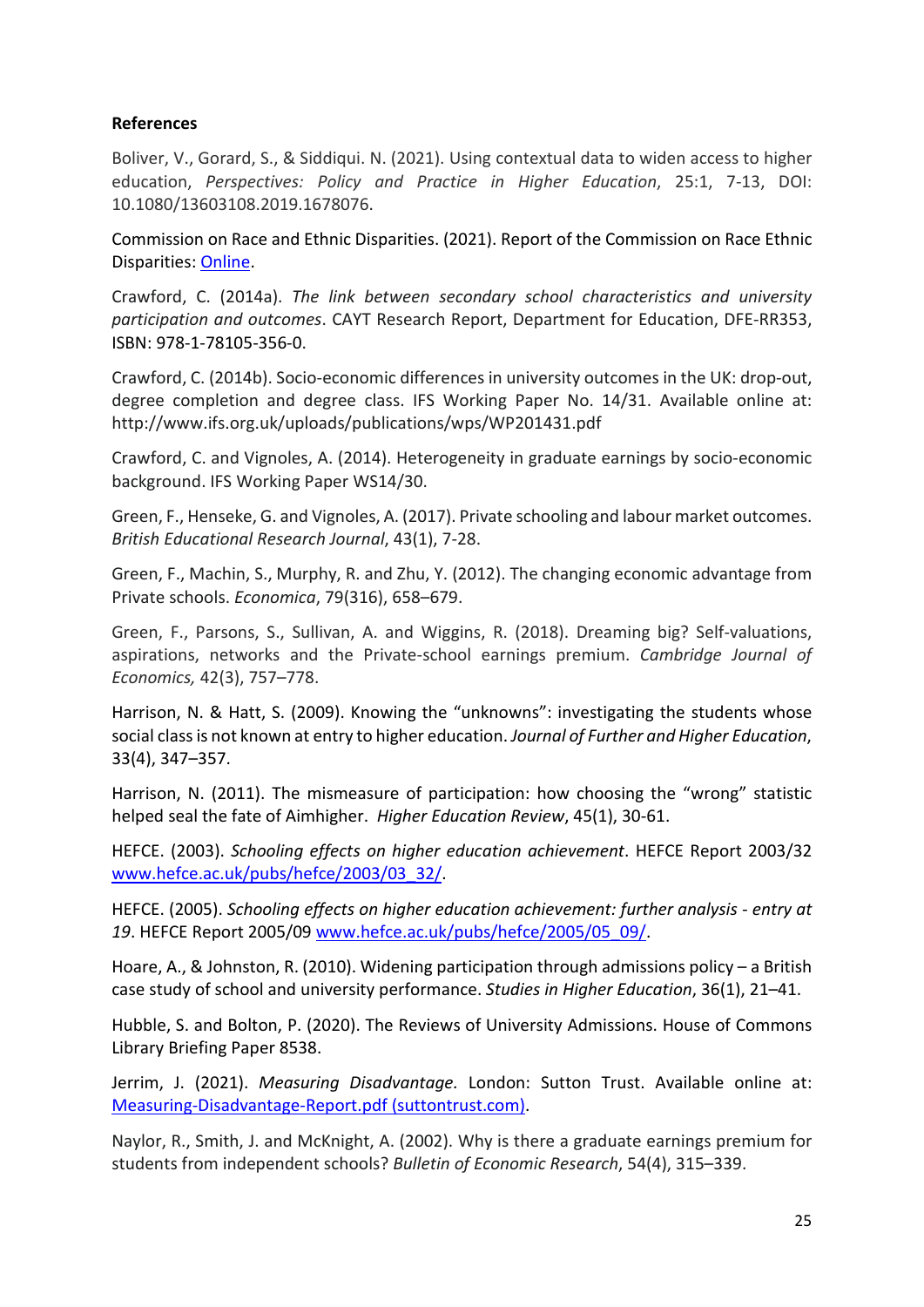**References**

Boliver, V., Gorard, S., & Siddiqui. N. (2021). Using contextual data to widen access to higher education, *Perspectives: Policy and Practice in Higher Education*, 25:1, 7-13, DOI: 10.1080/13603108.2019.1678076.

Commission on Race and Ethnic Disparities. (2021). Report of the Commission on Race Ethnic Disparities: [Online](Online).

Crawford, C. (2014a). *The link between secondary school characteristics and university participation and outcomes*. CAYT Research Report, Department for Education, DFE-RR353, ISBN: 978-1-78105-356-0.

Crawford, C. (2014b). Socio-economic differences in university outcomes in the UK: drop-out, degree completion and degree class. IFS Working Paper No. 14/31. Available online at: http://www.ifs.org.uk/uploads/publications/wps/WP201431.pdf

Crawford, C. and Vignoles, A. (2014). Heterogeneity in graduate earnings by socio-economic background. IFS Working Paper WS14/30.

Green, F., Henseke, G. and Vignoles, A. (2017). Private schooling and labour market outcomes. *British Educational Research Journal*, 43(1), 7-28.

Green, F., Machin, S., Murphy, R. and Zhu, Y. (2012). The changing economic advantage from Private schools. *Economica*, 79(316), 658–679.

Green, F., Parsons, S., Sullivan, A. and Wiggins, R. (2018). Dreaming big? Self-valuations, aspirations, networks and the Private-school earnings premium. *Cambridge Journal of Economics,* 42(3), 757–778.

Harrison, N. & Hatt, S. (2009). Knowing the "unknowns": investigating the students whose social class is not known at entry to higher education. *Journal of Further and Higher Education*, 33(4), 347–357.

Harrison, N. (2011). The mismeasure of participation: how choosing the "wrong" statistic helped seal the fate of Aimhigher. *Higher Education Review*, 45(1), 30-61.

HEFCE. (2003). *Schooling effects on higher education achievement*. HEFCE Report 2003/32 [www.hefce.ac.uk/pubs/hefce/2003/03_32/](www.hefce.ac.uk/pubs/hefce/2003/03_32/).

HEFCE. (2005). *Schooling effects on higher education achievement: further analysis - entry at 19*. HEFCE Report 2005/09 [www.hefce.ac.uk/pubs/hefce/2005/05_09/](www.hefce.ac.uk/pubs/hefce/2005/05_09/).

Hoare, A., & Johnston, R. (2010). Widening participation through admissions policy – a British case study of school and university performance. *Studies in Higher Education*, 36(1), 21–41.

Hubble, S. and Bolton, P. (2020). The Reviews of University Admissions. House of Commons Library Briefing Paper 8538.

Jerrim, J. (2021). *Measuring Disadvantage.* London: Sutton Trust. Available online at: [Measuring-Disadvantage-Report.pdf (suttontrust.com)](Measuring-Disadvantage-Report.pdf).

Naylor, R., Smith, J. and McKnight, A. (2002). Why is there a graduate earnings premium for students from independent schools? *Bulletin of Economic Research*, 54(4), 315–339.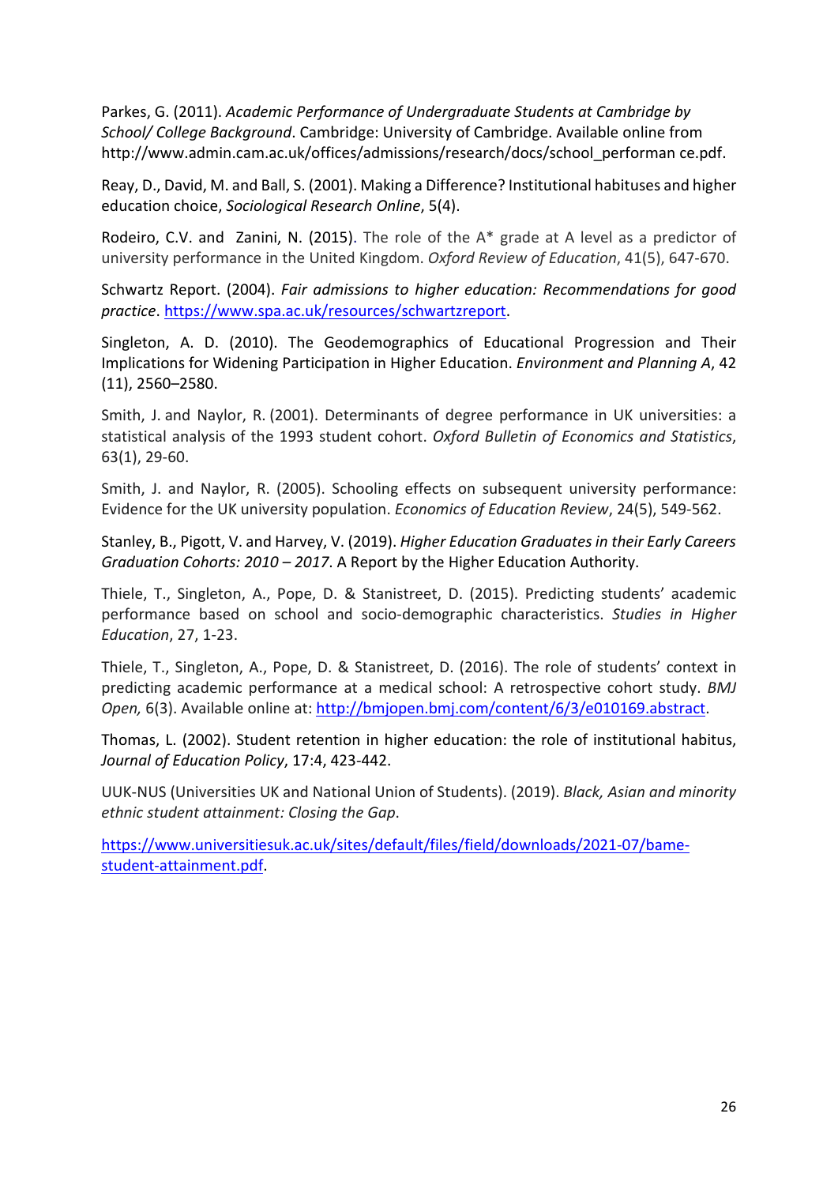Parkes, G. (2011). *Academic Performance of Undergraduate Students at Cambridge by School/ College Background*. Cambridge: University of Cambridge. Available online from http://www.admin.cam.ac.uk/offices/admissions/research/docs/school_performan ce.pdf.

Reay, D., David, M. and Ball, S. (2001). Making a Difference? Institutional habituses and higher education choice, *Sociological Research Online*, 5(4).

Rodeiro, C.V. and Zanini, N. (2015). The role of the A* grade at A level as a predictor of university performance in the United Kingdom. *Oxford Review of Education*, 41(5), 647-670.

Schwartz Report. (2004). *Fair admissions to higher education: Recommendations for good practice*. https://www.spa.ac.uk/resources/schwartzreport.

Singleton, A. D. (2010). The Geodemographics of Educational Progression and Their Implications for Widening Participation in Higher Education. *Environment and Planning A*, 42 (11), 2560–2580.

Smith, J. and Naylor, R. (2001). Determinants of degree performance in UK universities: a statistical analysis of the 1993 student cohort. *Oxford Bulletin of Economics and Statistics*, 63(1), 29-60.

Smith, J. and Naylor, R. (2005). Schooling effects on subsequent university performance: Evidence for the UK university population. *Economics of Education Review*, 24(5), 549-562.

Stanley, B., Pigott, V. and Harvey, V. (2019). *Higher Education Graduates in their Early Careers Graduation Cohorts: 2010 – 2017*. A Report by the Higher Education Authority.

Thiele, T., Singleton, A., Pope, D. & Stanistreet, D. (2015). Predicting students' academic performance based on school and socio-demographic characteristics. *Studies in Higher Education*, 27, 1-23.

Thiele, T., Singleton, A., Pope, D. & Stanistreet, D. (2016). The role of students' context in predicting academic performance at a medical school: A retrospective cohort study. *BMJ Open,* 6(3). Available online at: http://bmjopen.bmj.com/content/6/3/e010169.abstract.

Thomas, L. (2002). Student retention in higher education: the role of institutional habitus, *Journal of Education Policy*, 17:4, 423-442.

UUK-NUS (Universities UK and National Union of Students). (2019). *Black, Asian and minority ethnic student attainment: Closing the Gap*.

https://www.universitiesuk.ac.uk/sites/default/files/field/downloads/2021-07/bame-student-attainment.pdf.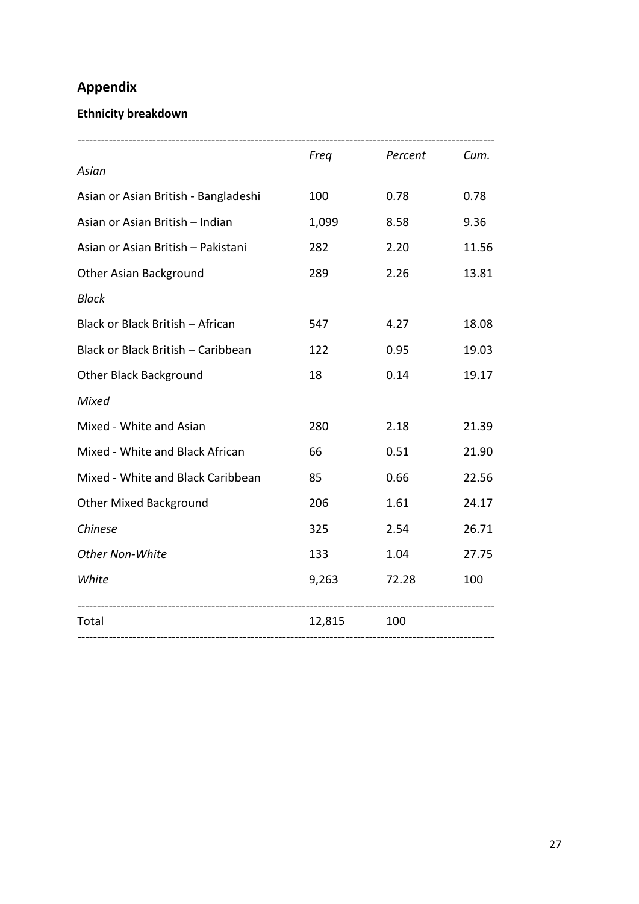## Appendix

### Ethnicity breakdown

| | *Freq* | *Percent* | *Cum.* |
|---|---|---|---|
| *Asian* | | | |
| Asian or Asian British - Bangladeshi | 100 | 0.78 | 0.78 |
| Asian or Asian British – Indian | 1,099 | 8.58 | 9.36 |
| Asian or Asian British – Pakistani | 282 | 2.20 | 11.56 |
| Other Asian Background | 289 | 2.26 | 13.81 |
| *Black* | | | |
| Black or Black British – African | 547 | 4.27 | 18.08 |
| Black or Black British – Caribbean | 122 | 0.95 | 19.03 |
| Other Black Background | 18 | 0.14 | 19.17 |
| *Mixed* | | | |
| Mixed - White and Asian | 280 | 2.18 | 21.39 |
| Mixed - White and Black African | 66 | 0.51 | 21.90 |
| Mixed - White and Black Caribbean | 85 | 0.66 | 22.56 |
| Other Mixed Background | 206 | 1.61 | 24.17 |
| *Chinese* | 325 | 2.54 | 26.71 |
| *Other Non-White* | 133 | 1.04 | 27.75 |
| *White* | 9,263 | 72.28 | 100 |
| Total | 12,815 | 100 | |